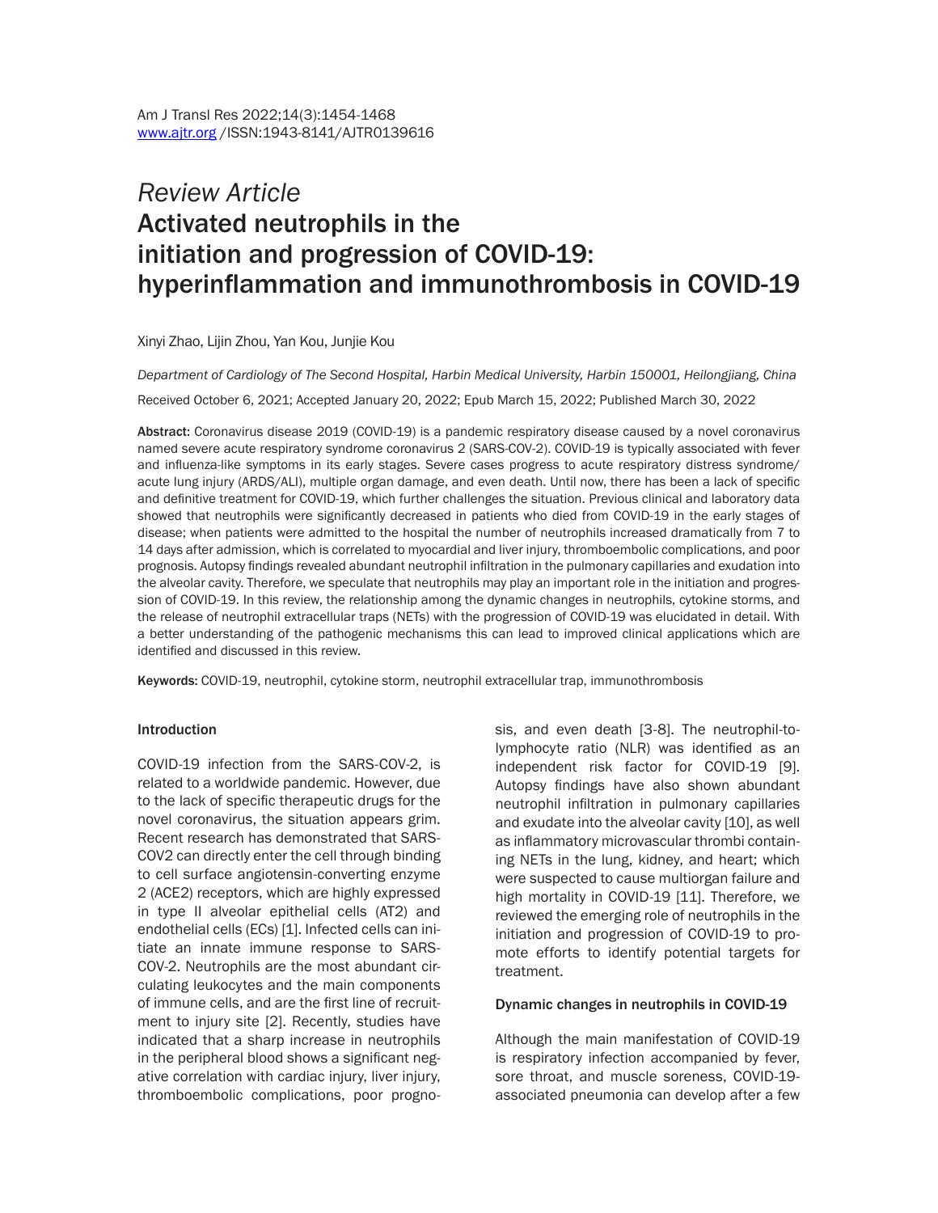*Review Article*

# Activated neutrophils in the initiation and progression of COVID-19: hyperinflammation and immunothrombosis in COVID-19

Xinyi Zhao, Lijin Zhou, Yan Kou, Junjie Kou

*Department of Cardiology of The Second Hospital, Harbin Medical University, Harbin 150001, Heilongjiang, China*

Received October 6, 2021; Accepted January 20, 2022; Epub March 15, 2022; Published March 30, 2022

**Abstract:** Coronavirus disease 2019 (COVID-19) is a pandemic respiratory disease caused by a novel coronavirus named severe acute respiratory syndrome coronavirus 2 (SARS-COV-2). COVID-19 is typically associated with fever and influenza-like symptoms in its early stages. Severe cases progress to acute respiratory distress syndrome/acute lung injury (ARDS/ALI), multiple organ damage, and even death. Until now, there has been a lack of specific and definitive treatment for COVID-19, which further challenges the situation. Previous clinical and laboratory data showed that neutrophils were significantly decreased in patients who died from COVID-19 in the early stages of disease; when patients were admitted to the hospital the number of neutrophils increased dramatically from 7 to 14 days after admission, which is correlated to myocardial and liver injury, thromboembolic complications, and poor prognosis. Autopsy findings revealed abundant neutrophil infiltration in the pulmonary capillaries and exudation into the alveolar cavity. Therefore, we speculate that neutrophils may play an important role in the initiation and progression of COVID-19. In this review, the relationship among the dynamic changes in neutrophils, cytokine storms, and the release of neutrophil extracellular traps (NETs) with the progression of COVID-19 was elucidated in detail. With a better understanding of the pathogenic mechanisms this can lead to improved clinical applications which are identified and discussed in this review.

**Keywords:** COVID-19, neutrophil, cytokine storm, neutrophil extracellular trap, immunothrombosis

## Introduction

COVID-19 infection from the SARS-COV-2, is related to a worldwide pandemic. However, due to the lack of specific therapeutic drugs for the novel coronavirus, the situation appears grim. Recent research has demonstrated that SARS-COV2 can directly enter the cell through binding to cell surface angiotensin-converting enzyme 2 (ACE2) receptors, which are highly expressed in type II alveolar epithelial cells (AT2) and endothelial cells (ECs) [1]. Infected cells can initiate an innate immune response to SARS-COV-2. Neutrophils are the most abundant circulating leukocytes and the main components of immune cells, and are the first line of recruitment to injury site [2]. Recently, studies have indicated that a sharp increase in neutrophils in the peripheral blood shows a significant negative correlation with cardiac injury, liver injury, thromboembolic complications, poor prognosis, and even death [3-8]. The neutrophil-to-lymphocyte ratio (NLR) was identified as an independent risk factor for COVID-19 [9]. Autopsy findings have also shown abundant neutrophil infiltration in pulmonary capillaries and exudate into the alveolar cavity [10], as well as inflammatory microvascular thrombi containing NETs in the lung, kidney, and heart; which were suspected to cause multiorgan failure and high mortality in COVID-19 [11]. Therefore, we reviewed the emerging role of neutrophils in the initiation and progression of COVID-19 to promote efforts to identify potential targets for treatment.

## Dynamic changes in neutrophils in COVID-19

Although the main manifestation of COVID-19 is respiratory infection accompanied by fever, sore throat, and muscle soreness, COVID-19-associated pneumonia can develop after a few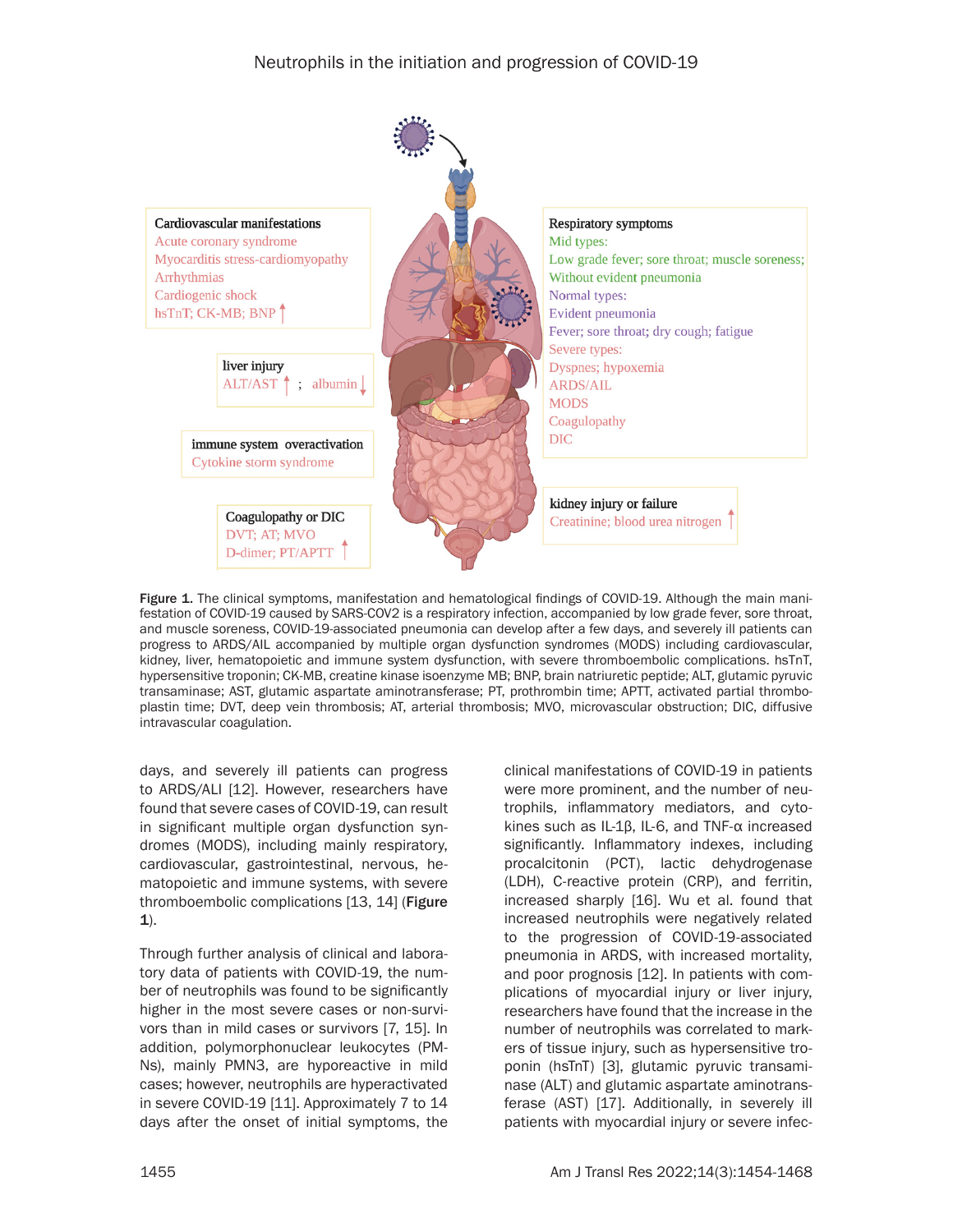**Figure 1.** The clinical symptoms, manifestation and hematological findings of COVID-19. Although the main manifestation of COVID-19 caused by SARS-COV2 is a respiratory infection, accompanied by low grade fever, sore throat, and muscle soreness, COVID-19-associated pneumonia can develop after a few days, and severely ill patients can progress to ARDS/AIL accompanied by multiple organ dysfunction syndromes (MODS) including cardiovascular, kidney, liver, hematopoietic and immune system dysfunction, with severe thromboembolic complications. hsTnT, hypersensitive troponin; CK-MB, creatine kinase isoenzyme MB; BNP, brain natriuretic peptide; ALT, glutamic pyruvic transaminase; AST, glutamic aspartate aminotransferase; PT, prothrombin time; APTT, activated partial thromboplastin time; DVT, deep vein thrombosis; AT, arterial thrombosis; MVO, microvascular obstruction; DIC, diffusive intravascular coagulation.

days, and severely ill patients can progress to ARDS/ALI [12]. However, researchers have found that severe cases of COVID-19, can result in significant multiple organ dysfunction syndromes (MODS), including mainly respiratory, cardiovascular, gastrointestinal, nervous, hematopoietic and immune systems, with severe thromboembolic complications [13, 14] (**Figure 1**).

Through further analysis of clinical and laboratory data of patients with COVID-19, the number of neutrophils was found to be significantly higher in the most severe cases or non-survivors than in mild cases or survivors [7, 15]. In addition, polymorphonuclear leukocytes (PMNs), mainly PMN3, are hyporeactive in mild cases; however, neutrophils are hyperactivated in severe COVID-19 [11]. Approximately 7 to 14 days after the onset of initial symptoms, the clinical manifestations of COVID-19 in patients were more prominent, and the number of neutrophils, inflammatory mediators, and cytokines such as IL-1β, IL-6, and TNF-α increased significantly. Inflammatory indexes, including procalcitonin (PCT), lactic dehydrogenase (LDH), C-reactive protein (CRP), and ferritin, increased sharply [16]. Wu et al. found that increased neutrophils were negatively related to the progression of COVID-19-associated pneumonia in ARDS, with increased mortality, and poor prognosis [12]. In patients with complications of myocardial injury or liver injury, researchers have found that the increase in the number of neutrophils was correlated to markers of tissue injury, such as hypersensitive troponin (hsTnT) [3], glutamic pyruvic transaminase (ALT) and glutamic aspartate aminotransferase (AST) [17]. Additionally, in severely ill patients with myocardial injury or severe infec-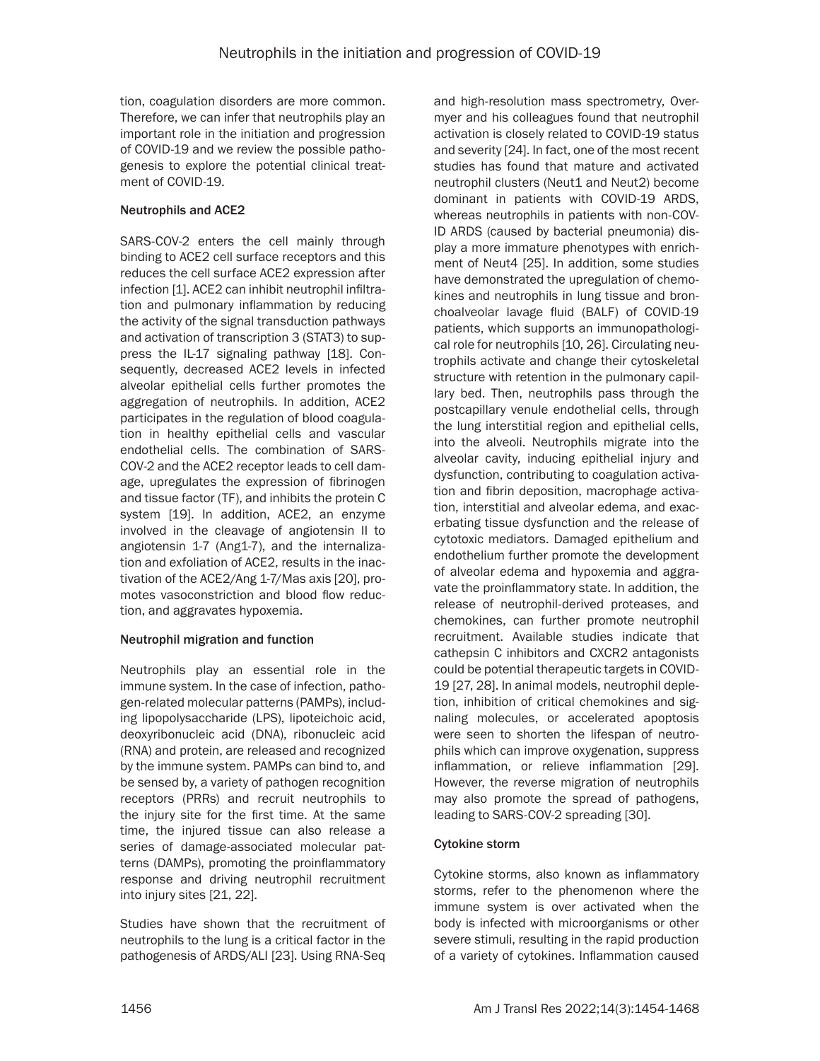tion, coagulation disorders are more common. Therefore, we can infer that neutrophils play an important role in the initiation and progression of COVID-19 and we review the possible pathogenesis to explore the potential clinical treatment of COVID-19.

### Neutrophils and ACE2

SARS-COV-2 enters the cell mainly through binding to ACE2 cell surface receptors and this reduces the cell surface ACE2 expression after infection [1]. ACE2 can inhibit neutrophil infiltration and pulmonary inflammation by reducing the activity of the signal transduction pathways and activation of transcription 3 (STAT3) to suppress the IL-17 signaling pathway [18]. Consequently, decreased ACE2 levels in infected alveolar epithelial cells further promotes the aggregation of neutrophils. In addition, ACE2 participates in the regulation of blood coagulation in healthy epithelial cells and vascular endothelial cells. The combination of SARS-COV-2 and the ACE2 receptor leads to cell damage, upregulates the expression of fibrinogen and tissue factor (TF), and inhibits the protein C system [19]. In addition, ACE2, an enzyme involved in the cleavage of angiotensin II to angiotensin 1-7 (Ang1-7), and the internalization and exfoliation of ACE2, results in the inactivation of the ACE2/Ang 1-7/Mas axis [20], promotes vasoconstriction and blood flow reduction, and aggravates hypoxemia.

### Neutrophil migration and function

Neutrophils play an essential role in the immune system. In the case of infection, pathogen-related molecular patterns (PAMPs), including lipopolysaccharide (LPS), lipoteichoic acid, deoxyribonucleic acid (DNA), ribonucleic acid (RNA) and protein, are released and recognized by the immune system. PAMPs can bind to, and be sensed by, a variety of pathogen recognition receptors (PRRs) and recruit neutrophils to the injury site for the first time. At the same time, the injured tissue can also release a series of damage-associated molecular patterns (DAMPs), promoting the proinflammatory response and driving neutrophil recruitment into injury sites [21, 22].

Studies have shown that the recruitment of neutrophils to the lung is a critical factor in the pathogenesis of ARDS/ALI [23]. Using RNA-Seq and high-resolution mass spectrometry, Overmyer and his colleagues found that neutrophil activation is closely related to COVID-19 status and severity [24]. In fact, one of the most recent studies has found that mature and activated neutrophil clusters (Neut1 and Neut2) become dominant in patients with COVID-19 ARDS, whereas neutrophils in patients with non-COVID ARDS (caused by bacterial pneumonia) display a more immature phenotypes with enrichment of Neut4 [25]. In addition, some studies have demonstrated the upregulation of chemokines and neutrophils in lung tissue and bronchoalveolar lavage fluid (BALF) of COVID-19 patients, which supports an immunopathological role for neutrophils [10, 26]. Circulating neutrophils activate and change their cytoskeletal structure with retention in the pulmonary capillary bed. Then, neutrophils pass through the postcapillary venule endothelial cells, through the lung interstitial region and epithelial cells, into the alveoli. Neutrophils migrate into the alveolar cavity, inducing epithelial injury and dysfunction, contributing to coagulation activation and fibrin deposition, macrophage activation, interstitial and alveolar edema, and exacerbating tissue dysfunction and the release of cytotoxic mediators. Damaged epithelium and endothelium further promote the development of alveolar edema and hypoxemia and aggravate the proinflammatory state. In addition, the release of neutrophil-derived proteases, and chemokines, can further promote neutrophil recruitment. Available studies indicate that cathepsin C inhibitors and CXCR2 antagonists could be potential therapeutic targets in COVID-19 [27, 28]. In animal models, neutrophil depletion, inhibition of critical chemokines and signaling molecules, or accelerated apoptosis were seen to shorten the lifespan of neutrophils which can improve oxygenation, suppress inflammation, or relieve inflammation [29]. However, the reverse migration of neutrophils may also promote the spread of pathogens, leading to SARS-COV-2 spreading [30].

### Cytokine storm

Cytokine storms, also known as inflammatory storms, refer to the phenomenon where the immune system is over activated when the body is infected with microorganisms or other severe stimuli, resulting in the rapid production of a variety of cytokines. Inflammation caused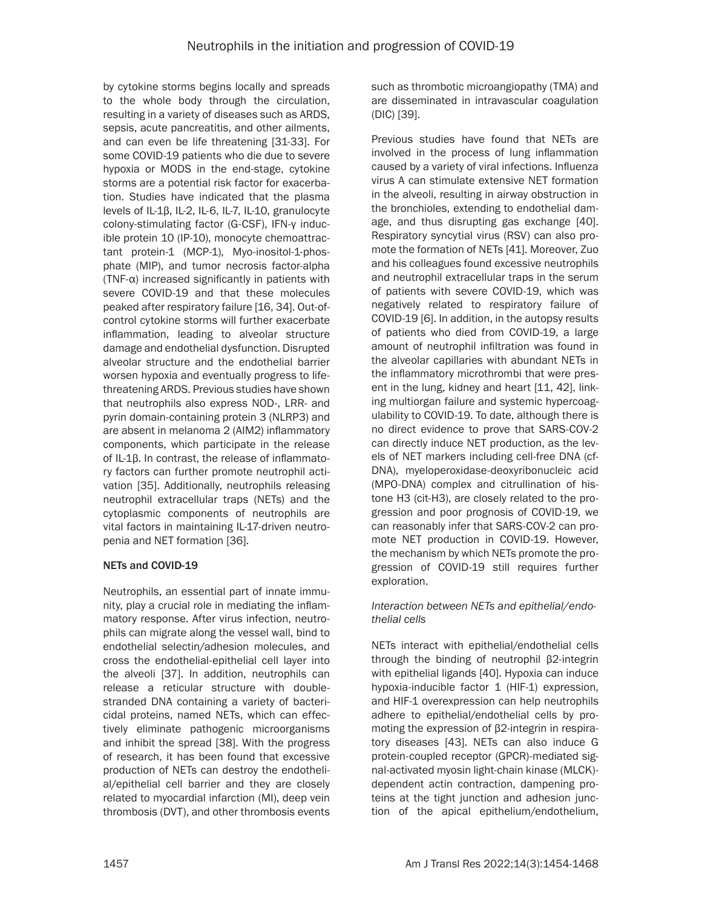by cytokine storms begins locally and spreads to the whole body through the circulation, resulting in a variety of diseases such as ARDS, sepsis, acute pancreatitis, and other ailments, and can even be life threatening [31-33]. For some COVID-19 patients who die due to severe hypoxia or MODS in the end-stage, cytokine storms are a potential risk factor for exacerbation. Studies have indicated that the plasma levels of IL-1β, IL-2, IL-6, IL-7, IL-10, granulocyte colony-stimulating factor (G-CSF), IFN-γ inducible protein 10 (IP-10), monocyte chemoattractant protein-1 (MCP-1), Myo-inositol-1-phosphate (MIP), and tumor necrosis factor-alpha (TNF-α) increased significantly in patients with severe COVID-19 and that these molecules peaked after respiratory failure [16, 34]. Out-of-control cytokine storms will further exacerbate inflammation, leading to alveolar structure damage and endothelial dysfunction. Disrupted alveolar structure and the endothelial barrier worsen hypoxia and eventually progress to life-threatening ARDS. Previous studies have shown that neutrophils also express NOD-, LRR- and pyrin domain-containing protein 3 (NLRP3) and are absent in melanoma 2 (AIM2) inflammatory components, which participate in the release of IL-1β. In contrast, the release of inflammatory factors can further promote neutrophil activation [35]. Additionally, neutrophils releasing neutrophil extracellular traps (NETs) and the cytoplasmic components of neutrophils are vital factors in maintaining IL-17-driven neutropenia and NET formation [36].

#### NETs and COVID-19

Neutrophils, an essential part of innate immunity, play a crucial role in mediating the inflammatory response. After virus infection, neutrophils can migrate along the vessel wall, bind to endothelial selectin/adhesion molecules, and cross the endothelial-epithelial cell layer into the alveoli [37]. In addition, neutrophils can release a reticular structure with double-stranded DNA containing a variety of bactericidal proteins, named NETs, which can effectively eliminate pathogenic microorganisms and inhibit the spread [38]. With the progress of research, it has been found that excessive production of NETs can destroy the endothelial/epithelial cell barrier and they are closely related to myocardial infarction (MI), deep vein thrombosis (DVT), and other thrombosis events such as thrombotic microangiopathy (TMA) and are disseminated in intravascular coagulation (DIC) [39].

Previous studies have found that NETs are involved in the process of lung inflammation caused by a variety of viral infections. Influenza virus A can stimulate extensive NET formation in the alveoli, resulting in airway obstruction in the bronchioles, extending to endothelial damage, and thus disrupting gas exchange [40]. Respiratory syncytial virus (RSV) can also promote the formation of NETs [41]. Moreover, Zuo and his colleagues found excessive neutrophils and neutrophil extracellular traps in the serum of patients with severe COVID-19, which was negatively related to respiratory failure of COVID-19 [6]. In addition, in the autopsy results of patients who died from COVID-19, a large amount of neutrophil infiltration was found in the alveolar capillaries with abundant NETs in the inflammatory microthrombi that were present in the lung, kidney and heart [11, 42], linking multiorgan failure and systemic hypercoagulability to COVID-19. To date, although there is no direct evidence to prove that SARS-COV-2 can directly induce NET production, as the levels of NET markers including cell-free DNA (cf-DNA), myeloperoxidase-deoxyribonucleic acid (MPO-DNA) complex and citrullination of histone H3 (cit-H3), are closely related to the progression and poor prognosis of COVID-19, we can reasonably infer that SARS-COV-2 can promote NET production in COVID-19. However, the mechanism by which NETs promote the progression of COVID-19 still requires further exploration.

##### *Interaction between NETs and epithelial/endothelial cells*

NETs interact with epithelial/endothelial cells through the binding of neutrophil β2-integrin with epithelial ligands [40]. Hypoxia can induce hypoxia-inducible factor 1 (HIF-1) expression, and HIF-1 overexpression can help neutrophils adhere to epithelial/endothelial cells by promoting the expression of β2-integrin in respiratory diseases [43]. NETs can also induce G protein-coupled receptor (GPCR)-mediated signal-activated myosin light-chain kinase (MLCK)-dependent actin contraction, dampening proteins at the tight junction and adhesion junction of the apical epithelium/endothelium,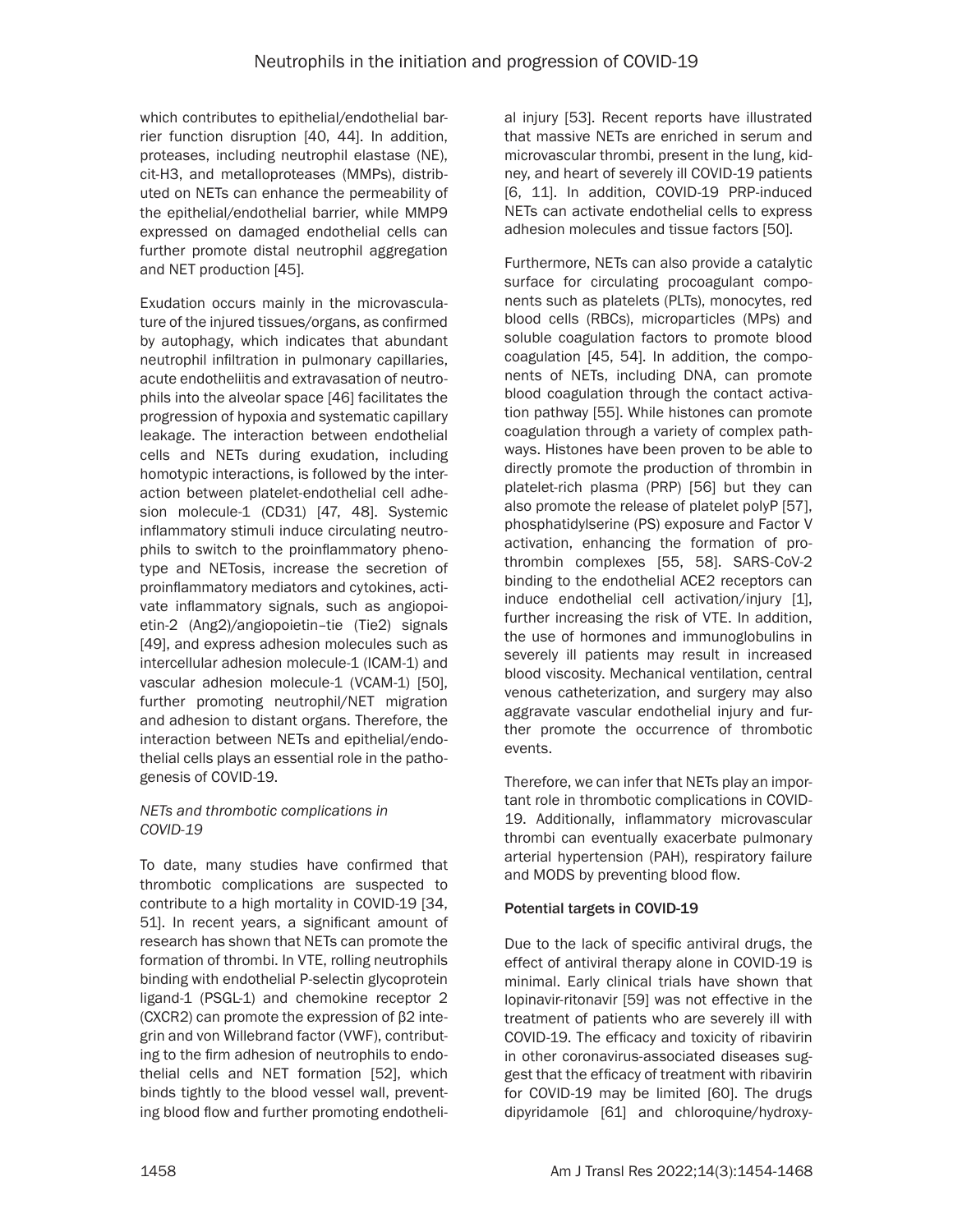which contributes to epithelial/endothelial barrier function disruption [40, 44]. In addition, proteases, including neutrophil elastase (NE), cit-H3, and metalloproteases (MMPs), distributed on NETs can enhance the permeability of the epithelial/endothelial barrier, while MMP9 expressed on damaged endothelial cells can further promote distal neutrophil aggregation and NET production [45].

Exudation occurs mainly in the microvasculature of the injured tissues/organs, as confirmed by autophagy, which indicates that abundant neutrophil infiltration in pulmonary capillaries, acute endotheliitis and extravasation of neutrophils into the alveolar space [46] facilitates the progression of hypoxia and systematic capillary leakage. The interaction between endothelial cells and NETs during exudation, including homotypic interactions, is followed by the interaction between platelet-endothelial cell adhesion molecule-1 (CD31) [47, 48]. Systemic inflammatory stimuli induce circulating neutrophils to switch to the proinflammatory phenotype and NETosis, increase the secretion of proinflammatory mediators and cytokines, activate inflammatory signals, such as angiopoietin-2 (Ang2)/angiopoietin–tie (Tie2) signals [49], and express adhesion molecules such as intercellular adhesion molecule-1 (ICAM-1) and vascular adhesion molecule-1 (VCAM-1) [50], further promoting neutrophil/NET migration and adhesion to distant organs. Therefore, the interaction between NETs and epithelial/endothelial cells plays an essential role in the pathogenesis of COVID-19.

### *NETs and thrombotic complications in COVID-19*

To date, many studies have confirmed that thrombotic complications are suspected to contribute to a high mortality in COVID-19 [34, 51]. In recent years, a significant amount of research has shown that NETs can promote the formation of thrombi. In VTE, rolling neutrophils binding with endothelial P-selectin glycoprotein ligand-1 (PSGL-1) and chemokine receptor 2 (CXCR2) can promote the expression of β2 integrin and von Willebrand factor (VWF), contributing to the firm adhesion of neutrophils to endothelial cells and NET formation [52], which binds tightly to the blood vessel wall, preventing blood flow and further promoting endothelial injury [53]. Recent reports have illustrated that massive NETs are enriched in serum and microvascular thrombi, present in the lung, kidney, and heart of severely ill COVID-19 patients [6, 11]. In addition, COVID-19 PRP-induced NETs can activate endothelial cells to express adhesion molecules and tissue factors [50].

Furthermore, NETs can also provide a catalytic surface for circulating procoagulant components such as platelets (PLTs), monocytes, red blood cells (RBCs), microparticles (MPs) and soluble coagulation factors to promote blood coagulation [45, 54]. In addition, the components of NETs, including DNA, can promote blood coagulation through the contact activation pathway [55]. While histones can promote coagulation through a variety of complex pathways. Histones have been proven to be able to directly promote the production of thrombin in platelet-rich plasma (PRP) [56] but they can also promote the release of platelet polyP [57], phosphatidylserine (PS) exposure and Factor V activation, enhancing the formation of prothrombin complexes [55, 58]. SARS-CoV-2 binding to the endothelial ACE2 receptors can induce endothelial cell activation/injury [1], further increasing the risk of VTE. In addition, the use of hormones and immunoglobulins in severely ill patients may result in increased blood viscosity. Mechanical ventilation, central venous catheterization, and surgery may also aggravate vascular endothelial injury and further promote the occurrence of thrombotic events.

Therefore, we can infer that NETs play an important role in thrombotic complications in COVID-19. Additionally, inflammatory microvascular thrombi can eventually exacerbate pulmonary arterial hypertension (PAH), respiratory failure and MODS by preventing blood flow.

## Potential targets in COVID-19

Due to the lack of specific antiviral drugs, the effect of antiviral therapy alone in COVID-19 is minimal. Early clinical trials have shown that lopinavir-ritonavir [59] was not effective in the treatment of patients who are severely ill with COVID-19. The efficacy and toxicity of ribavirin in other coronavirus-associated diseases suggest that the efficacy of treatment with ribavirin for COVID-19 may be limited [60]. The drugs dipyridamole [61] and chloroquine/hydroxy-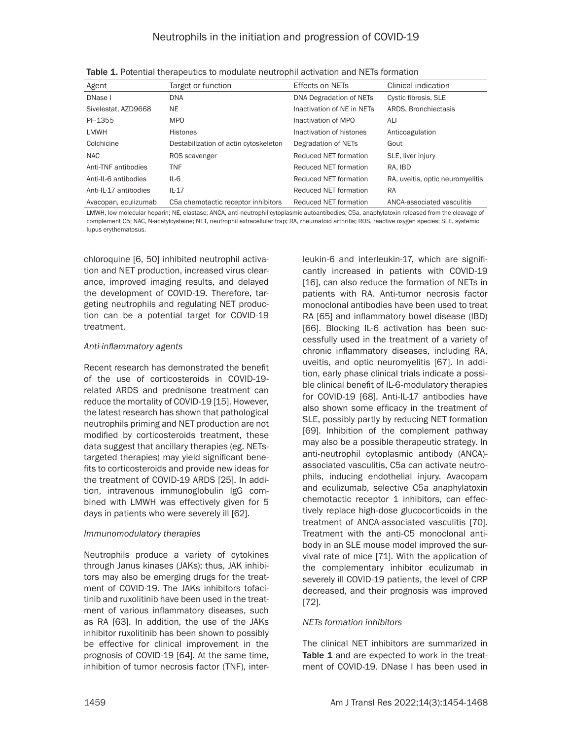Table 1. Potential therapeutics to modulate neutrophil activation and NETs formation

| Agent | Target or function | Effects on NETs | Clinical indication |
|---|---|---|---|
| DNase I | DNA | DNA Degradation of NETs | Cystic fibrosis, SLE |
| Sivelestat, AZD9668 | NE | Inactivation of NE in NETs | ARDS, Bronchiectasis |
| PF-1355 | MPO | Inactivation of MPO | ALI |
| LMWH | Histones | Inactivation of histones | Anticoagulation |
| Colchicine | Destabilization of actin cytoskeleton | Degradation of NETs | Gout |
| NAC | ROS scavenger | Reduced NET formation | SLE, liver injury |
| Anti-TNF antibodies | TNF | Reduced NET formation | RA, IBD |
| Anti-IL-6 antibodies | IL-6 | Reduced NET formation | RA, uveitis, optic neuromyelitis |
| Anti-IL-17 antibodies | IL-17 | Reduced NET formation | RA |
| Avacopan, eculizumab | C5a chemotactic receptor inhibitors | Reduced NET formation | ANCA-associated vasculitis |

LMWH, low molecular heparin; NE, elastase; ANCA, anti-neutrophil cytoplasmic autoantibodies; C5a, anaphylatoxin released from the cleavage of complement C5; NAC, N-acetylcysteine; NET, neutrophil extracellular trap; RA, rheumatoid arthritis; ROS, reactive oxygen species; SLE, systemic lupus erythematosus.

chloroquine [6, 50] inhibited neutrophil activation and NET production, increased virus clearance, improved imaging results, and delayed the development of COVID-19. Therefore, targeting neutrophils and regulating NET production can be a potential target for COVID-19 treatment.

*Anti-inflammatory agents*

Recent research has demonstrated the benefit of the use of corticosteroids in COVID-19-related ARDS and prednisone treatment can reduce the mortality of COVID-19 [15]. However, the latest research has shown that pathological neutrophils priming and NET production are not modified by corticosteroids treatment, these data suggest that ancillary therapies (eg. NETs-targeted therapies) may yield significant benefits to corticosteroids and provide new ideas for the treatment of COVID-19 ARDS [25]. In addition, intravenous immunoglobulin IgG combined with LMWH was effectively given for 5 days in patients who were severely ill [62].

*Immunomodulatory therapies*

Neutrophils produce a variety of cytokines through Janus kinases (JAKs); thus, JAK inhibitors may also be emerging drugs for the treatment of COVID-19. The JAKs inhibitors tofacitinib and ruxolitinib have been used in the treatment of various inflammatory diseases, such as RA [63]. In addition, the use of the JAKs inhibitor ruxolitinib has been shown to possibly be effective for clinical improvement in the prognosis of COVID-19 [64]. At the same time, inhibition of tumor necrosis factor (TNF), interleukin-6 and interleukin-17, which are significantly increased in patients with COVID-19 [16], can also reduce the formation of NETs in patients with RA. Anti-tumor necrosis factor monoclonal antibodies have been used to treat RA [65] and inflammatory bowel disease (IBD) [66]. Blocking IL-6 activation has been successfully used in the treatment of a variety of chronic inflammatory diseases, including RA, uveitis, and optic neuromyelitis [67]. In addition, early phase clinical trials indicate a possible clinical benefit of IL-6-modulatory therapies for COVID-19 [68]. Anti-IL-17 antibodies have also shown some efficacy in the treatment of SLE, possibly partly by reducing NET formation [69]. Inhibition of the complement pathway may also be a possible therapeutic strategy. In anti-neutrophil cytoplasmic antibody (ANCA)-associated vasculitis, C5a can activate neutrophils, inducing endothelial injury. Avacopam and eculizumab, selective C5a anaphylatoxin chemotactic receptor 1 inhibitors, can effectively replace high-dose glucocorticoids in the treatment of ANCA-associated vasculitis [70]. Treatment with the anti-C5 monoclonal antibody in an SLE mouse model improved the survival rate of mice [71]. With the application of the complementary inhibitor eculizumab in severely ill COVID-19 patients, the level of CRP decreased, and their prognosis was improved [72].

*NETs formation inhibitors*

The clinical NET inhibitors are summarized in **Table 1** and are expected to work in the treatment of COVID-19. DNase I has been used in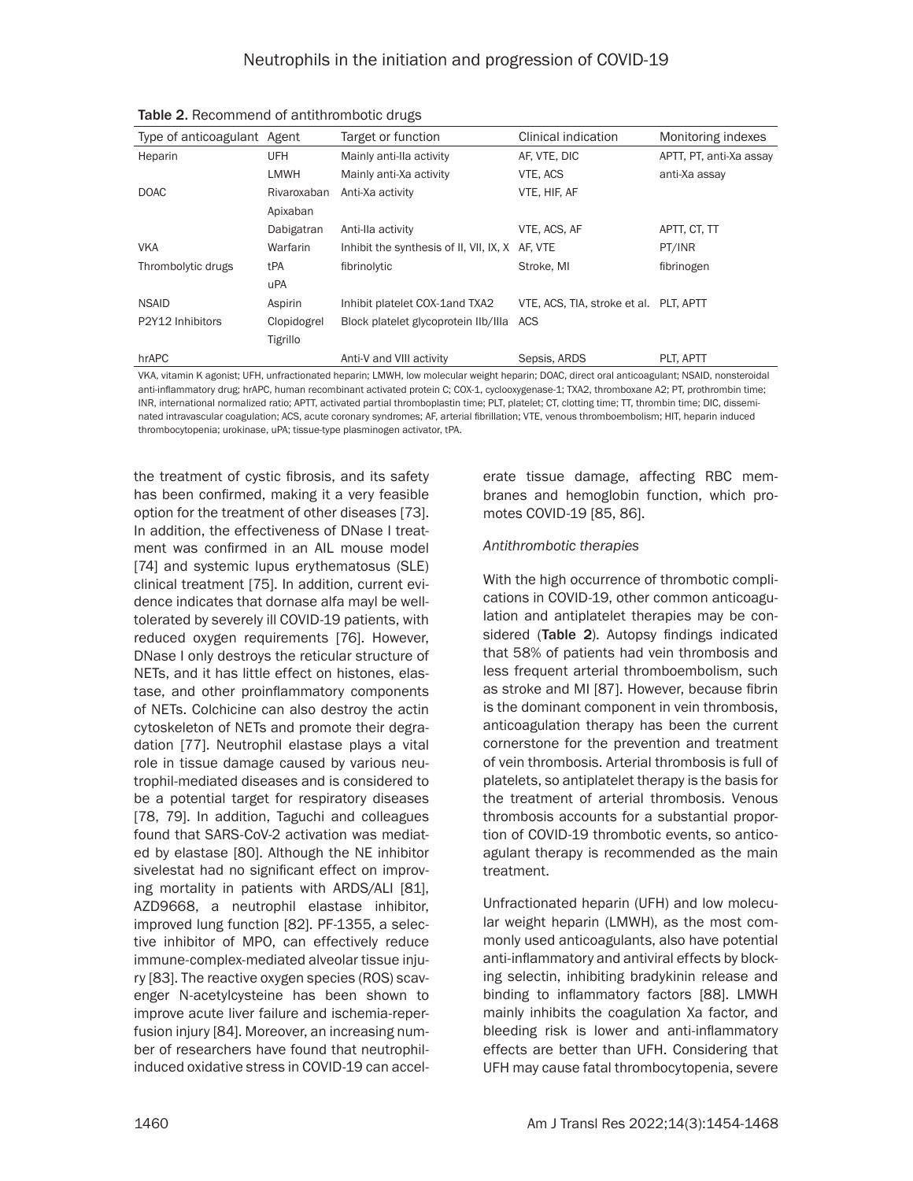Table 2. Recommend of antithrombotic drugs

| Type of anticoagulant | Agent | Target or function | Clinical indication | Monitoring indexes |
|---|---|---|---|---|
| Heparin | UFH | Mainly anti-IIa activity | AF, VTE, DIC | APTT, PT, anti-Xa assay |
| | LMWH | Mainly anti-Xa activity | VTE, ACS | anti-Xa assay |
| DOAC | Rivaroxaban | Anti-Xa activity | VTE, HIF, AF | |
| | Apixaban | | | |
| | Dabigatran | Anti-IIa activity | VTE, ACS, AF | APTT, CT, TT |
| VKA | Warfarin | Inhibit the synthesis of II, VII, IX, X | AF, VTE | PT/INR |
| Thrombolytic drugs | tPA | fibrinolytic | Stroke, MI | fibrinogen |
| | uPA | | | |
| NSAID | Aspirin | Inhibit platelet COX-1and TXA2 | VTE, ACS, TIA, stroke et al. | PLT, APTT |
| P2Y12 Inhibitors | Clopidogrel | Block platelet glycoprotein IIb/IIIa | ACS | |
| | Tigrillo | | | |
| hrAPC | | Anti-V and VIII activity | Sepsis, ARDS | PLT, APTT |

VKA, vitamin K agonist; UFH, unfractionated heparin; LMWH, low molecular weight heparin; DOAC, direct oral anticoagulant; NSAID, nonsteroidal anti-inflammatory drug; hrAPC, human recombinant activated protein C; COX-1, cyclooxygenase-1; TXA2, thromboxane A2; PT, prothrombin time; INR, international normalized ratio; APTT, activated partial thromboplastin time; PLT, platelet; CT, clotting time; TT, thrombin time; DIC, disseminated intravascular coagulation; ACS, acute coronary syndromes; AF, arterial fibrillation; VTE, venous thromboembolism; HIT, heparin induced thrombocytopenia; urokinase, uPA; tissue-type plasminogen activator, tPA.

the treatment of cystic fibrosis, and its safety has been confirmed, making it a very feasible option for the treatment of other diseases [73]. In addition, the effectiveness of DNase I treatment was confirmed in an AIL mouse model [74] and systemic lupus erythematosus (SLE) clinical treatment [75]. In addition, current evidence indicates that dornase alfa mayl be well-tolerated by severely ill COVID-19 patients, with reduced oxygen requirements [76]. However, DNase I only destroys the reticular structure of NETs, and it has little effect on histones, elastase, and other proinflammatory components of NETs. Colchicine can also destroy the actin cytoskeleton of NETs and promote their degradation [77]. Neutrophil elastase plays a vital role in tissue damage caused by various neutrophil-mediated diseases and is considered to be a potential target for respiratory diseases [78, 79]. In addition, Taguchi and colleagues found that SARS-CoV-2 activation was mediated by elastase [80]. Although the NE inhibitor sivelestat had no significant effect on improving mortality in patients with ARDS/ALI [81], AZD9668, a neutrophil elastase inhibitor, improved lung function [82]. PF-1355, a selective inhibitor of MPO, can effectively reduce immune-complex-mediated alveolar tissue injury [83]. The reactive oxygen species (ROS) scavenger N-acetylcysteine has been shown to improve acute liver failure and ischemia-reperfusion injury [84]. Moreover, an increasing number of researchers have found that neutrophil-induced oxidative stress in COVID-19 can accelerate tissue damage, affecting RBC membranes and hemoglobin function, which promotes COVID-19 [85, 86].

*Antithrombotic therapies*

With the high occurrence of thrombotic complications in COVID-19, other common anticoagulation and antiplatelet therapies may be considered (**Table 2**). Autopsy findings indicated that 58% of patients had vein thrombosis and less frequent arterial thromboembolism, such as stroke and MI [87]. However, because fibrin is the dominant component in vein thrombosis, anticoagulation therapy has been the current cornerstone for the prevention and treatment of vein thrombosis. Arterial thrombosis is full of platelets, so antiplatelet therapy is the basis for the treatment of arterial thrombosis. Venous thrombosis accounts for a substantial proportion of COVID-19 thrombotic events, so anticoagulant therapy is recommended as the main treatment.

Unfractionated heparin (UFH) and low molecular weight heparin (LMWH), as the most commonly used anticoagulants, also have potential anti-inflammatory and antiviral effects by blocking selectin, inhibiting bradykinin release and binding to inflammatory factors [88]. LMWH mainly inhibits the coagulation Xa factor, and bleeding risk is lower and anti-inflammatory effects are better than UFH. Considering that UFH may cause fatal thrombocytopenia, severe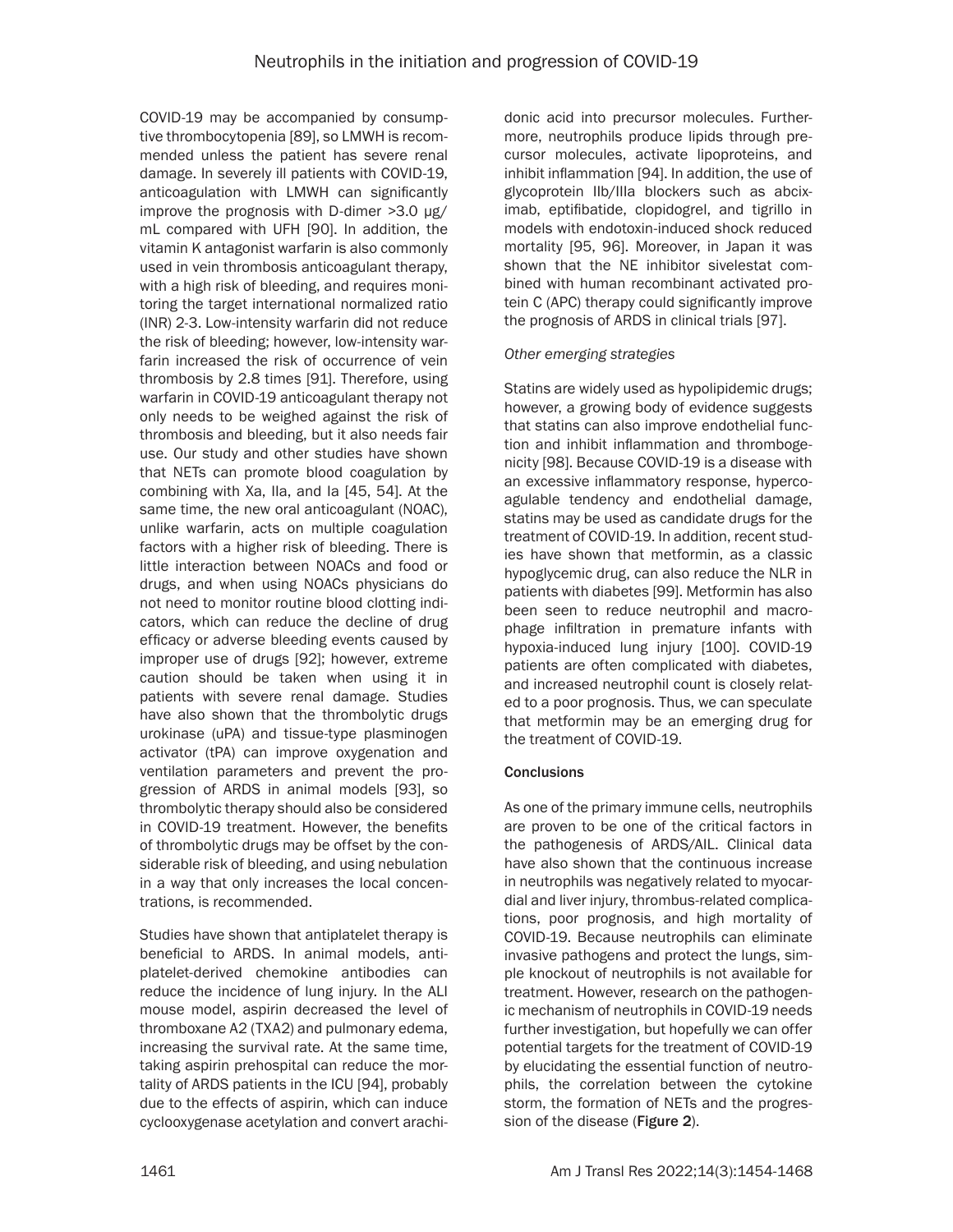COVID-19 may be accompanied by consumptive thrombocytopenia [89], so LMWH is recommended unless the patient has severe renal damage. In severely ill patients with COVID-19, anticoagulation with LMWH can significantly improve the prognosis with D-dimer >3.0 μg/mL compared with UFH [90]. In addition, the vitamin K antagonist warfarin is also commonly used in vein thrombosis anticoagulant therapy, with a high risk of bleeding, and requires monitoring the target international normalized ratio (INR) 2-3. Low-intensity warfarin did not reduce the risk of bleeding; however, low-intensity warfarin increased the risk of occurrence of vein thrombosis by 2.8 times [91]. Therefore, using warfarin in COVID-19 anticoagulant therapy not only needs to be weighed against the risk of thrombosis and bleeding, but it also needs fair use. Our study and other studies have shown that NETs can promote blood coagulation by combining with Xa, IIa, and Ia [45, 54]. At the same time, the new oral anticoagulant (NOAC), unlike warfarin, acts on multiple coagulation factors with a higher risk of bleeding. There is little interaction between NOACs and food or drugs, and when using NOACs physicians do not need to monitor routine blood clotting indicators, which can reduce the decline of drug efficacy or adverse bleeding events caused by improper use of drugs [92]; however, extreme caution should be taken when using it in patients with severe renal damage. Studies have also shown that the thrombolytic drugs urokinase (uPA) and tissue-type plasminogen activator (tPA) can improve oxygenation and ventilation parameters and prevent the progression of ARDS in animal models [93], so thrombolytic therapy should also be considered in COVID-19 treatment. However, the benefits of thrombolytic drugs may be offset by the considerable risk of bleeding, and using nebulation in a way that only increases the local concentrations, is recommended.

Studies have shown that antiplatelet therapy is beneficial to ARDS. In animal models, antiplatelet-derived chemokine antibodies can reduce the incidence of lung injury. In the ALI mouse model, aspirin decreased the level of thromboxane A2 (TXA2) and pulmonary edema, increasing the survival rate. At the same time, taking aspirin prehospital can reduce the mortality of ARDS patients in the ICU [94], probably due to the effects of aspirin, which can induce cyclooxygenase acetylation and convert arachidonic acid into precursor molecules. Furthermore, neutrophils produce lipids through precursor molecules, activate lipoproteins, and inhibit inflammation [94]. In addition, the use of glycoprotein IIb/IIIa blockers such as abciximab, eptifibatide, clopidogrel, and tigrillo in models with endotoxin-induced shock reduced mortality [95, 96]. Moreover, in Japan it was shown that the NE inhibitor sivelestat combined with human recombinant activated protein C (APC) therapy could significantly improve the prognosis of ARDS in clinical trials [97].

*Other emerging strategies*

Statins are widely used as hypolipidemic drugs; however, a growing body of evidence suggests that statins can also improve endothelial function and inhibit inflammation and thrombogenicity [98]. Because COVID-19 is a disease with an excessive inflammatory response, hypercoagulable tendency and endothelial damage, statins may be used as candidate drugs for the treatment of COVID-19. In addition, recent studies have shown that metformin, as a classic hypoglycemic drug, can also reduce the NLR in patients with diabetes [99]. Metformin has also been seen to reduce neutrophil and macrophage infiltration in premature infants with hypoxia-induced lung injury [100]. COVID-19 patients are often complicated with diabetes, and increased neutrophil count is closely related to a poor prognosis. Thus, we can speculate that metformin may be an emerging drug for the treatment of COVID-19.

## Conclusions

As one of the primary immune cells, neutrophils are proven to be one of the critical factors in the pathogenesis of ARDS/AIL. Clinical data have also shown that the continuous increase in neutrophils was negatively related to myocardial and liver injury, thrombus-related complications, poor prognosis, and high mortality of COVID-19. Because neutrophils can eliminate invasive pathogens and protect the lungs, simple knockout of neutrophils is not available for treatment. However, research on the pathogenic mechanism of neutrophils in COVID-19 needs further investigation, but hopefully we can offer potential targets for the treatment of COVID-19 by elucidating the essential function of neutrophils, the correlation between the cytokine storm, the formation of NETs and the progression of the disease (**Figure 2**).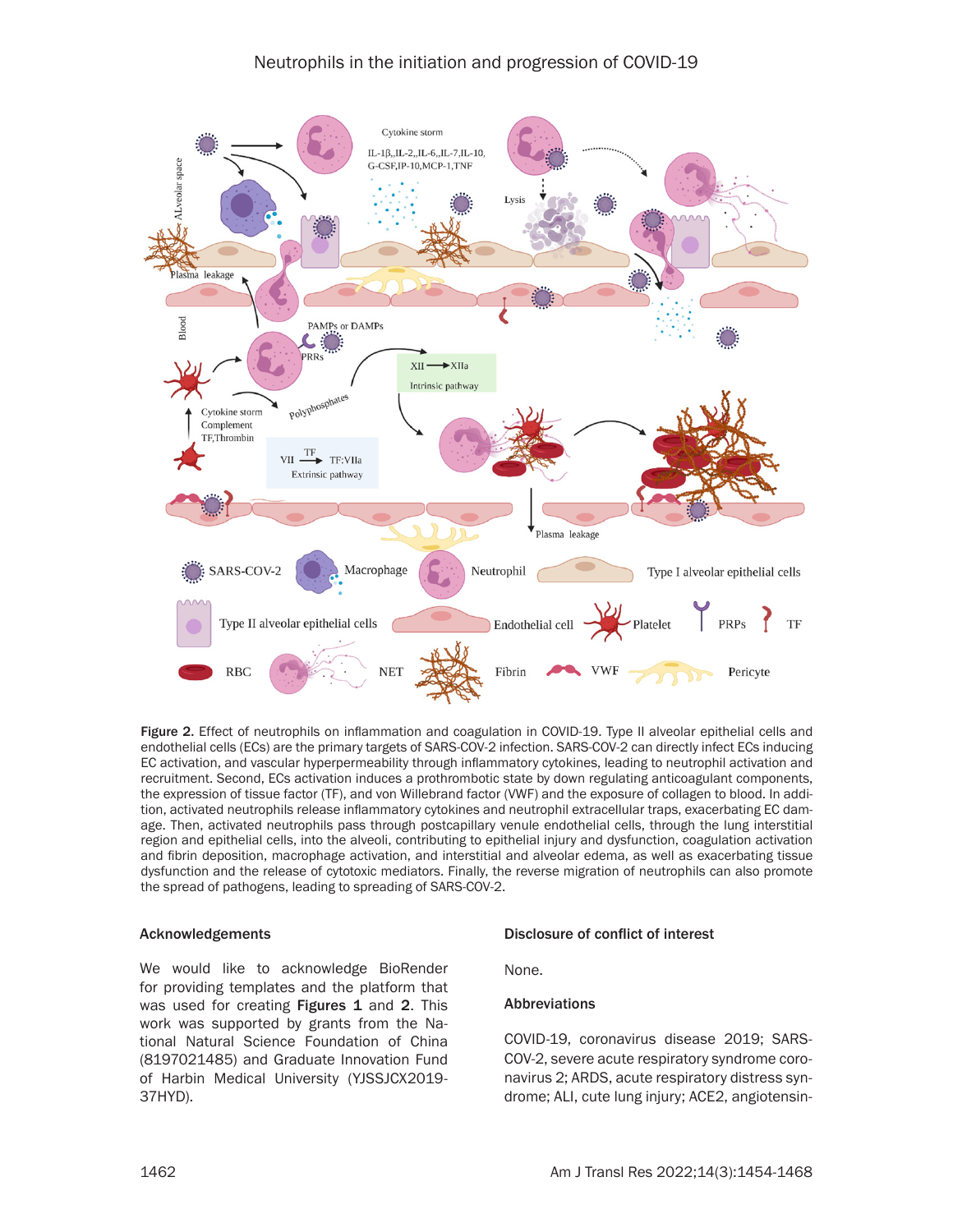Figure 2. Effect of neutrophils on inflammation and coagulation in COVID-19. Type II alveolar epithelial cells and endothelial cells (ECs) are the primary targets of SARS-COV-2 infection. SARS-COV-2 can directly infect ECs inducing EC activation, and vascular hyperpermeability through inflammatory cytokines, leading to neutrophil activation and recruitment. Second, ECs activation induces a prothrombotic state by down regulating anticoagulant components, the expression of tissue factor (TF), and von Willebrand factor (VWF) and the exposure of collagen to blood. In addition, activated neutrophils release inflammatory cytokines and neutrophil extracellular traps, exacerbating EC damage. Then, activated neutrophils pass through postcapillary venule endothelial cells, through the lung interstitial region and epithelial cells, into the alveoli, contributing to epithelial injury and dysfunction, coagulation activation and fibrin deposition, macrophage activation, and interstitial and alveolar edema, as well as exacerbating tissue dysfunction and the release of cytotoxic mediators. Finally, the reverse migration of neutrophils can also promote the spread of pathogens, leading to spreading of SARS-COV-2.

## Acknowledgements

We would like to acknowledge BioRender for providing templates and the platform that was used for creating **Figures 1** and **2**. This work was supported by grants from the National Natural Science Foundation of China (8197021485) and Graduate Innovation Fund of Harbin Medical University (YJSSJCX2019-37HYD).

## Disclosure of conflict of interest

None.

## Abbreviations

COVID-19, coronavirus disease 2019; SARS-COV-2, severe acute respiratory syndrome coronavirus 2; ARDS, acute respiratory distress syndrome; ALI, cute lung injury; ACE2, angiotensin-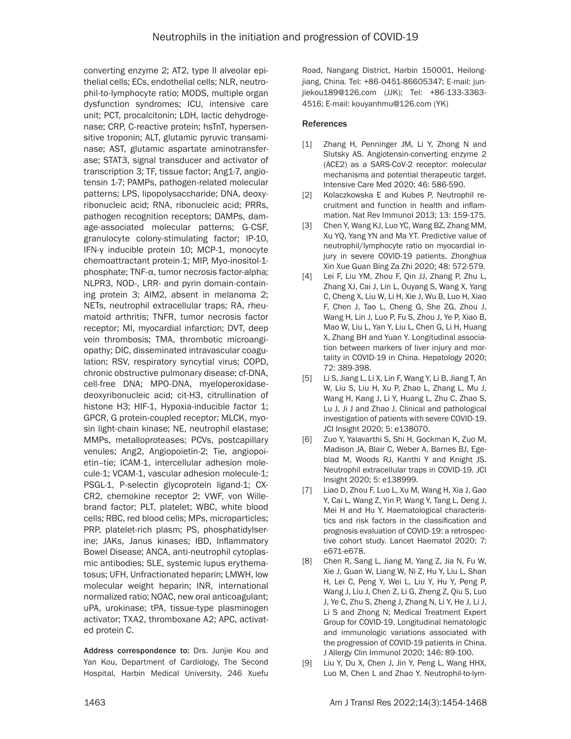converting enzyme 2; AT2, type II alveolar epithelial cells; ECs, endothelial cells; NLR, neutrophil-to-lymphocyte ratio; MODS, multiple organ dysfunction syndromes; ICU, intensive care unit; PCT, procalcitonin; LDH, lactic dehydrogenase; CRP, C-reactive protein; hsTnT, hypersensitive troponin; ALT, glutamic pyruvic transaminase; AST, glutamic aspartate aminotransferase; STAT3, signal transducer and activator of transcription 3; TF, tissue factor; Ang1-7, angiotensin 1-7; PAMPs, pathogen-related molecular patterns; LPS, lipopolysaccharide; DNA, deoxyribonucleic acid; RNA, ribonucleic acid; PRRs, pathogen recognition receptors; DAMPs, damage-associated molecular patterns; G-CSF, granulocyte colony-stimulating factor; IP-10, IFN-γ inducible protein 10; MCP-1, monocyte chemoattractant protein-1; MIP, Myo-inositol-1-phosphate; TNF-α, tumor necrosis factor-alpha; NLPR3, NOD-, LRR- and pyrin domain-containing protein 3; AIM2, absent in melanoma 2; NETs, neutrophil extracellular traps; RA, rheumatoid arthritis; TNFR, tumor necrosis factor receptor; MI, myocardial infarction; DVT, deep vein thrombosis; TMA, thrombotic microangiopathy; DIC, disseminated intravascular coagulation; RSV, respiratory syncytial virus; COPD, chronic obstructive pulmonary disease; cf-DNA, cell-free DNA; MPO-DNA, myeloperoxidase-deoxyribonucleic acid; cit-H3, citrullination of histone H3; HIF-1, Hypoxia-inducible factor 1; GPCR, G protein-coupled receptor; MLCK, myosin light-chain kinase; NE, neutrophil elastase; MMPs, metalloproteases; PCVs, postcapillary venules; Ang2, Angiopoietin-2; Tie, angiopoietin–tie; ICAM-1, intercellular adhesion molecule-1; VCAM-1, vascular adhesion molecule-1; PSGL-1, P-selectin glycoprotein ligand-1; CXCR2, chemokine receptor 2; VWF, von Willebrand factor; PLT, platelet; WBC, white blood cells; RBC, red blood cells; MPs, microparticles; PRP, platelet-rich plasm; PS, phosphatidylserine; JAKs, Janus kinases; IBD, Inflammatory Bowel Disease; ANCA, anti-neutrophil cytoplasmic antibodies; SLE, systemic lupus erythematosus; UFH, Unfractionated heparin; LMWH, low molecular weight heparin; INR, international normalized ratio; NOAC, new oral anticoagulant; uPA, urokinase; tPA, tissue-type plasminogen activator; TXA2, thromboxane A2; APC, activated protein C.

**Address correspondence to:** Drs. Junjie Kou and Yan Kou, Department of Cardiology, The Second Hospital, Harbin Medical University, 246 Xuefu Road, Nangang District, Harbin 150001, Heilongjiang, China. Tel: +86-0451-86605347; E-mail: junjiekou189@126.com (JJK); Tel: +86-133-3363-4516; E-mail: kouyanhmu@126.com (YK)

## References

[1] Zhang H, Penninger JM, Li Y, Zhong N and Slutsky AS. Angiotensin-converting enzyme 2 (ACE2) as a SARS-CoV-2 receptor: molecular mechanisms and potential therapeutic target. Intensive Care Med 2020; 46: 586-590.

[2] Kolaczkowska E and Kubes P. Neutrophil recruitment and function in health and inflammation. Nat Rev Immunol 2013; 13: 159-175.

[3] Chen Y, Wang KJ, Luo YC, Wang BZ, Zhang MM, Xu YQ, Yang YN and Ma YT. Predictive value of neutrophil/lymphocyte ratio on myocardial injury in severe COVID-19 patients. Zhonghua Xin Xue Guan Bing Za Zhi 2020; 48: 572-579.

[4] Lei F, Liu YM, Zhou F, Qin JJ, Zhang P, Zhu L, Zhang XJ, Cai J, Lin L, Ouyang S, Wang X, Yang C, Cheng X, Liu W, Li H, Xie J, Wu B, Luo H, Xiao F, Chen J, Tao L, Cheng G, She ZG, Zhou J, Wang H, Lin J, Luo P, Fu S, Zhou J, Ye P, Xiao B, Mao W, Liu L, Yan Y, Liu L, Chen G, Li H, Huang X, Zhang BH and Yuan Y. Longitudinal association between markers of liver injury and mortality in COVID-19 in China. Hepatology 2020; 72: 389-398.

[5] Li S, Jiang L, Li X, Lin F, Wang Y, Li B, Jiang T, An W, Liu S, Liu H, Xu P, Zhao L, Zhang L, Mu J, Wang H, Kang J, Li Y, Huang L, Zhu C, Zhao S, Lu J, Ji J and Zhao J. Clinical and pathological investigation of patients with severe COVID-19. JCI Insight 2020; 5: e138070.

[6] Zuo Y, Yalavarthi S, Shi H, Gockman K, Zuo M, Madison JA, Blair C, Weber A, Barnes BJ, Egeblad M, Woods RJ, Kanthi Y and Knight JS. Neutrophil extracellular traps in COVID-19. JCI Insight 2020; 5: e138999.

[7] Liao D, Zhou F, Luo L, Xu M, Wang H, Xia J, Gao Y, Cai L, Wang Z, Yin P, Wang Y, Tang L, Deng J, Mei H and Hu Y. Haematological characteristics and risk factors in the classification and prognosis evaluation of COVID-19: a retrospective cohort study. Lancet Haematol 2020; 7: e671-e678.

[8] Chen R, Sang L, Jiang M, Yang Z, Jia N, Fu W, Xie J, Guan W, Liang W, Ni Z, Hu Y, Liu L, Shan H, Lei C, Peng Y, Wei L, Liu Y, Hu Y, Peng P, Wang J, Liu J, Chen Z, Li G, Zheng Z, Qiu S, Luo J, Ye C, Zhu S, Zheng J, Zhang N, Li Y, He J, Li J, Li S and Zhong N; Medical Treatment Expert Group for COVID-19. Longitudinal hematologic and immunologic variations associated with the progression of COVID-19 patients in China. J Allergy Clin Immunol 2020; 146: 89-100.

[9] Liu Y, Du X, Chen J, Jin Y, Peng L, Wang HHX, Luo M, Chen L and Zhao Y. Neutrophil-to-lym-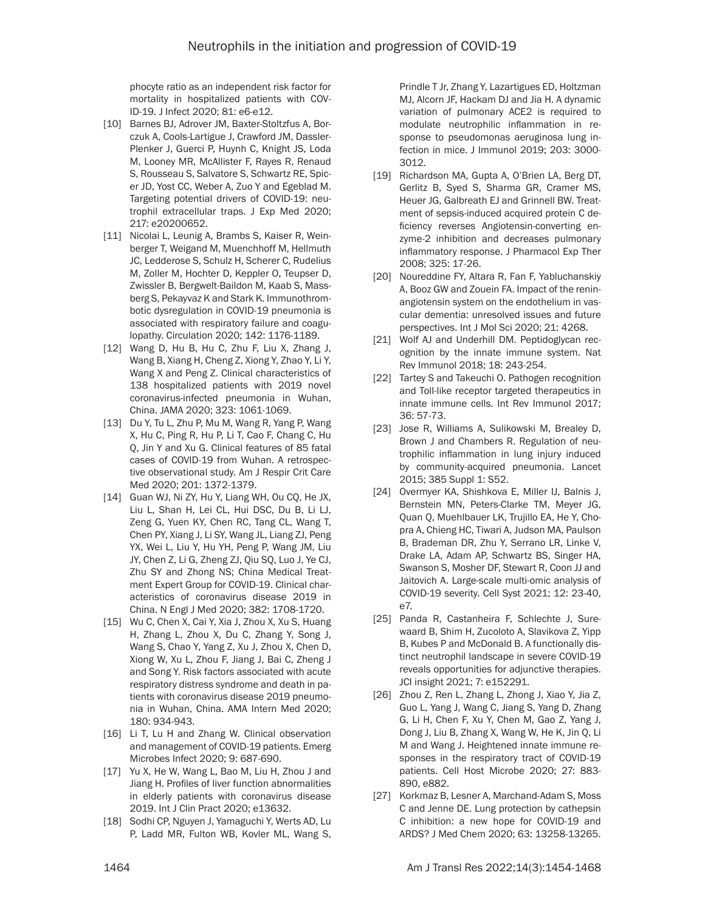phocyte ratio as an independent risk factor for mortality in hospitalized patients with COVID-19. J Infect 2020; 81: e6-e12.

[10] Barnes BJ, Adrover JM, Baxter-Stoltzfus A, Borczuk A, Cools-Lartigue J, Crawford JM, Dassler-Plenker J, Guerci P, Huynh C, Knight JS, Loda M, Looney MR, McAllister F, Rayes R, Renaud S, Rousseau S, Salvatore S, Schwartz RE, Spicer JD, Yost CC, Weber A, Zuo Y and Egeblad M. Targeting potential drivers of COVID-19: neutrophil extracellular traps. J Exp Med 2020; 217: e20200652.

[11] Nicolai L, Leunig A, Brambs S, Kaiser R, Weinberger T, Weigand M, Muenchhoff M, Hellmuth JC, Ledderose S, Schulz H, Scherer C, Rudelius M, Zoller M, Hochter D, Keppler O, Teupser D, Zwissler B, Bergwelt-Baildon M, Kaab S, Massberg S, Pekayvaz K and Stark K. Immunothrombotic dysregulation in COVID-19 pneumonia is associated with respiratory failure and coagulopathy. Circulation 2020; 142: 1176-1189.

[12] Wang D, Hu B, Hu C, Zhu F, Liu X, Zhang J, Wang B, Xiang H, Cheng Z, Xiong Y, Zhao Y, Li Y, Wang X and Peng Z. Clinical characteristics of 138 hospitalized patients with 2019 novel coronavirus-infected pneumonia in Wuhan, China. JAMA 2020; 323: 1061-1069.

[13] Du Y, Tu L, Zhu P, Mu M, Wang R, Yang P, Wang X, Hu C, Ping R, Hu P, Li T, Cao F, Chang C, Hu Q, Jin Y and Xu G. Clinical features of 85 fatal cases of COVID-19 from Wuhan. A retrospective observational study. Am J Respir Crit Care Med 2020; 201: 1372-1379.

[14] Guan WJ, Ni ZY, Hu Y, Liang WH, Ou CQ, He JX, Liu L, Shan H, Lei CL, Hui DSC, Du B, Li LJ, Zeng G, Yuen KY, Chen RC, Tang CL, Wang T, Chen PY, Xiang J, Li SY, Wang JL, Liang ZJ, Peng YX, Wei L, Liu Y, Hu YH, Peng P, Wang JM, Liu JY, Chen Z, Li G, Zheng ZJ, Qiu SQ, Luo J, Ye CJ, Zhu SY and Zhong NS; China Medical Treatment Expert Group for COVID-19. Clinical characteristics of coronavirus disease 2019 in China. N Engl J Med 2020; 382: 1708-1720.

[15] Wu C, Chen X, Cai Y, Xia J, Zhou X, Xu S, Huang H, Zhang L, Zhou X, Du C, Zhang Y, Song J, Wang S, Chao Y, Yang Z, Xu J, Zhou X, Chen D, Xiong W, Xu L, Zhou F, Jiang J, Bai C, Zheng J and Song Y. Risk factors associated with acute respiratory distress syndrome and death in patients with coronavirus disease 2019 pneumonia in Wuhan, China. AMA Intern Med 2020; 180: 934-943.

[16] Li T, Lu H and Zhang W. Clinical observation and management of COVID-19 patients. Emerg Microbes Infect 2020; 9: 687-690.

[17] Yu X, He W, Wang L, Bao M, Liu H, Zhou J and Jiang H. Profiles of liver function abnormalities in elderly patients with coronavirus disease 2019. Int J Clin Pract 2020; e13632.

[18] Sodhi CP, Nguyen J, Yamaguchi Y, Werts AD, Lu P, Ladd MR, Fulton WB, Kovler ML, Wang S, Prindle T Jr, Zhang Y, Lazartigues ED, Holtzman MJ, Alcorn JF, Hackam DJ and Jia H. A dynamic variation of pulmonary ACE2 is required to modulate neutrophilic inflammation in response to pseudomonas aeruginosa lung infection in mice. J Immunol 2019; 203: 3000-3012.

[19] Richardson MA, Gupta A, O'Brien LA, Berg DT, Gerlitz B, Syed S, Sharma GR, Cramer MS, Heuer JG, Galbreath EJ and Grinnell BW. Treatment of sepsis-induced acquired protein C deficiency reverses Angiotensin-converting enzyme-2 inhibition and decreases pulmonary inflammatory response. J Pharmacol Exp Ther 2008; 325: 17-26.

[20] Noureddine FY, Altara R, Fan F, Yabluchanskiy A, Booz GW and Zouein FA. Impact of the renin-angiotensin system on the endothelium in vascular dementia: unresolved issues and future perspectives. Int J Mol Sci 2020; 21: 4268.

[21] Wolf AJ and Underhill DM. Peptidoglycan recognition by the innate immune system. Nat Rev Immunol 2018; 18: 243-254.

[22] Tartey S and Takeuchi O. Pathogen recognition and Toll-like receptor targeted therapeutics in innate immune cells. Int Rev Immunol 2017; 36: 57-73.

[23] Jose R, Williams A, Sulikowski M, Brealey D, Brown J and Chambers R. Regulation of neutrophilic inflammation in lung injury induced by community-acquired pneumonia. Lancet 2015; 385 Suppl 1: S52.

[24] Overmyer KA, Shishkova E, Miller IJ, Balnis J, Bernstein MN, Peters-Clarke TM, Meyer JG, Quan Q, Muehlbauer LK, Trujillo EA, He Y, Chopra A, Chieng HC, Tiwari A, Judson MA, Paulson B, Brademan DR, Zhu Y, Serrano LR, Linke V, Drake LA, Adam AP, Schwartz BS, Singer HA, Swanson S, Mosher DF, Stewart R, Coon JJ and Jaitovich A. Large-scale multi-omic analysis of COVID-19 severity. Cell Syst 2021; 12: 23-40, e7.

[25] Panda R, Castanheira F, Schlechte J, Surewaard B, Shim H, Zucoloto A, Slavikova Z, Yipp B, Kubes P and McDonald B. A functionally distinct neutrophil landscape in severe COVID-19 reveals opportunities for adjunctive therapies. JCI insight 2021; 7: e152291.

[26] Zhou Z, Ren L, Zhang L, Zhong J, Xiao Y, Jia Z, Guo L, Yang J, Wang C, Jiang S, Yang D, Zhang G, Li H, Chen F, Xu Y, Chen M, Gao Z, Yang J, Dong J, Liu B, Zhang X, Wang W, He K, Jin Q, Li M and Wang J. Heightened innate immune responses in the respiratory tract of COVID-19 patients. Cell Host Microbe 2020; 27: 883-890, e882.

[27] Korkmaz B, Lesner A, Marchand-Adam S, Moss C and Jenne DE. Lung protection by cathepsin C inhibition: a new hope for COVID-19 and ARDS? J Med Chem 2020; 63: 13258-13265.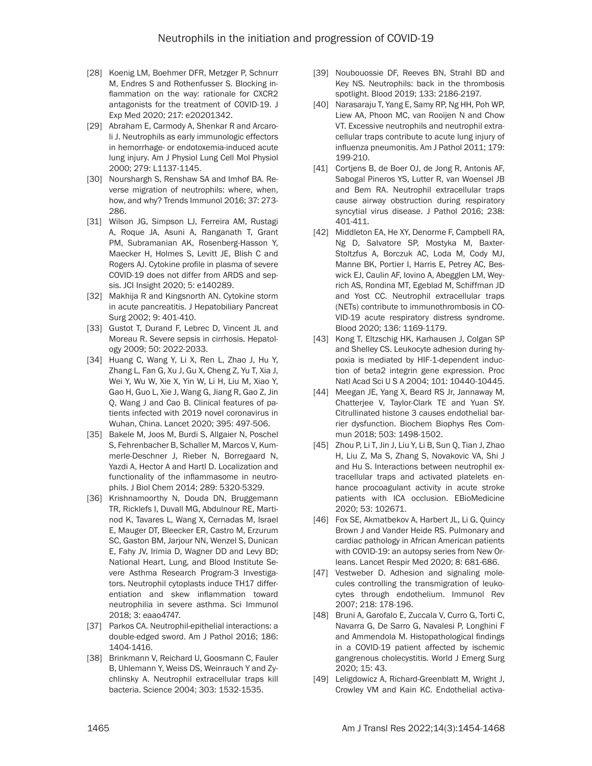[28] Koenig LM, Boehmer DFR, Metzger P, Schnurr M, Endres S and Rothenfusser S. Blocking inflammation on the way: rationale for CXCR2 antagonists for the treatment of COVID-19. J Exp Med 2020; 217: e20201342.

[29] Abraham E, Carmody A, Shenkar R and Arcaroli J. Neutrophils as early immunologic effectors in hemorrhage- or endotoxemia-induced acute lung injury. Am J Physiol Lung Cell Mol Physiol 2000; 279: L1137-1145.

[30] Nourshargh S, Renshaw SA and Imhof BA. Reverse migration of neutrophils: where, when, how, and why? Trends Immunol 2016; 37: 273-286.

[31] Wilson JG, Simpson LJ, Ferreira AM, Rustagi A, Roque JA, Asuni A, Ranganath T, Grant PM, Subramanian AK, Rosenberg-Hasson Y, Maecker H, Holmes S, Levitt JE, Blish C and Rogers AJ. Cytokine profile in plasma of severe COVID-19 does not differ from ARDS and sepsis. JCI Insight 2020; 5: e140289.

[32] Makhija R and Kingsnorth AN. Cytokine storm in acute pancreatitis. J Hepatobiliary Pancreat Surg 2002; 9: 401-410.

[33] Gustot T, Durand F, Lebrec D, Vincent JL and Moreau R. Severe sepsis in cirrhosis. Hepatology 2009; 50: 2022-2033.

[34] Huang C, Wang Y, Li X, Ren L, Zhao J, Hu Y, Zhang L, Fan G, Xu J, Gu X, Cheng Z, Yu T, Xia J, Wei Y, Wu W, Xie X, Yin W, Li H, Liu M, Xiao Y, Gao H, Guo L, Xie J, Wang G, Jiang R, Gao Z, Jin Q, Wang J and Cao B. Clinical features of patients infected with 2019 novel coronavirus in Wuhan, China. Lancet 2020; 395: 497-506.

[35] Bakele M, Joos M, Burdi S, Allgaier N, Poschel S, Fehrenbacher B, Schaller M, Marcos V, Kummerle-Deschner J, Rieber N, Borregaard N, Yazdi A, Hector A and Hartl D. Localization and functionality of the inflammasome in neutrophils. J Biol Chem 2014; 289: 5320-5329.

[36] Krishnamoorthy N, Douda DN, Bruggemann TR, Ricklefs I, Duvall MG, Abdulnour RE, Martinod K, Tavares L, Wang X, Cernadas M, Israel E, Mauger DT, Bleecker ER, Castro M, Erzurum SC, Gaston BM, Jarjour NN, Wenzel S, Dunican E, Fahy JV, Irimia D, Wagner DD and Levy BD; National Heart, Lung, and Blood Institute Severe Asthma Research Program-3 Investigators. Neutrophil cytoplasts induce TH17 differentiation and skew inflammation toward neutrophilia in severe asthma. Sci Immunol 2018; 3: eaao4747.

[37] Parkos CA. Neutrophil-epithelial interactions: a double-edged sword. Am J Pathol 2016; 186: 1404-1416.

[38] Brinkmann V, Reichard U, Goosmann C, Fauler B, Uhlemann Y, Weiss DS, Weinrauch Y and Zychlinsky A. Neutrophil extracellular traps kill bacteria. Science 2004; 303: 1532-1535.

[39] Noubouossie DF, Reeves BN, Strahl BD and Key NS. Neutrophils: back in the thrombosis spotlight. Blood 2019; 133: 2186-2197.

[40] Narasaraju T, Yang E, Samy RP, Ng HH, Poh WP, Liew AA, Phoon MC, van Rooijen N and Chow VT. Excessive neutrophils and neutrophil extracellular traps contribute to acute lung injury of influenza pneumonitis. Am J Pathol 2011; 179: 199-210.

[41] Cortjens B, de Boer OJ, de Jong R, Antonis AF, Sabogal Pineros YS, Lutter R, van Woensel JB and Bem RA. Neutrophil extracellular traps cause airway obstruction during respiratory syncytial virus disease. J Pathol 2016; 238: 401-411.

[42] Middleton EA, He XY, Denorme F, Campbell RA, Ng D, Salvatore SP, Mostyka M, Baxter-Stoltzfus A, Borczuk AC, Loda M, Cody MJ, Manne BK, Portier I, Harris E, Petrey AC, Beswick EJ, Caulin AF, Iovino A, Abegglen LM, Weyrich AS, Rondina MT, Egeblad M, Schiffman JD and Yost CC. Neutrophil extracellular traps (NETs) contribute to immunothrombosis in COVID-19 acute respiratory distress syndrome. Blood 2020; 136: 1169-1179.

[43] Kong T, Eltzschig HK, Karhausen J, Colgan SP and Shelley CS. Leukocyte adhesion during hypoxia is mediated by HIF-1-dependent induction of beta2 integrin gene expression. Proc Natl Acad Sci U S A 2004; 101: 10440-10445.

[44] Meegan JE, Yang X, Beard RS Jr, Jannaway M, Chatterjee V, Taylor-Clark TE and Yuan SY. Citrullinated histone 3 causes endothelial barrier dysfunction. Biochem Biophys Res Commun 2018; 503: 1498-1502.

[45] Zhou P, Li T, Jin J, Liu Y, Li B, Sun Q, Tian J, Zhao H, Liu Z, Ma S, Zhang S, Novakovic VA, Shi J and Hu S. Interactions between neutrophil extracellular traps and activated platelets enhance procoagulant activity in acute stroke patients with ICA occlusion. EBioMedicine 2020; 53: 102671.

[46] Fox SE, Akmatbekov A, Harbert JL, Li G, Quincy Brown J and Vander Heide RS. Pulmonary and cardiac pathology in African American patients with COVID-19: an autopsy series from New Orleans. Lancet Respir Med 2020; 8: 681-686.

[47] Vestweber D. Adhesion and signaling molecules controlling the transmigration of leukocytes through endothelium. Immunol Rev 2007; 218: 178-196.

[48] Bruni A, Garofalo E, Zuccala V, Curro G, Torti C, Navarra G, De Sarro G, Navalesi P, Longhini F and Ammendola M. Histopathological findings in a COVID-19 patient affected by ischemic gangrenous cholecystitis. World J Emerg Surg 2020; 15: 43.

[49] Leligdowicz A, Richard-Greenblatt M, Wright J, Crowley VM and Kain KC. Endothelial activa-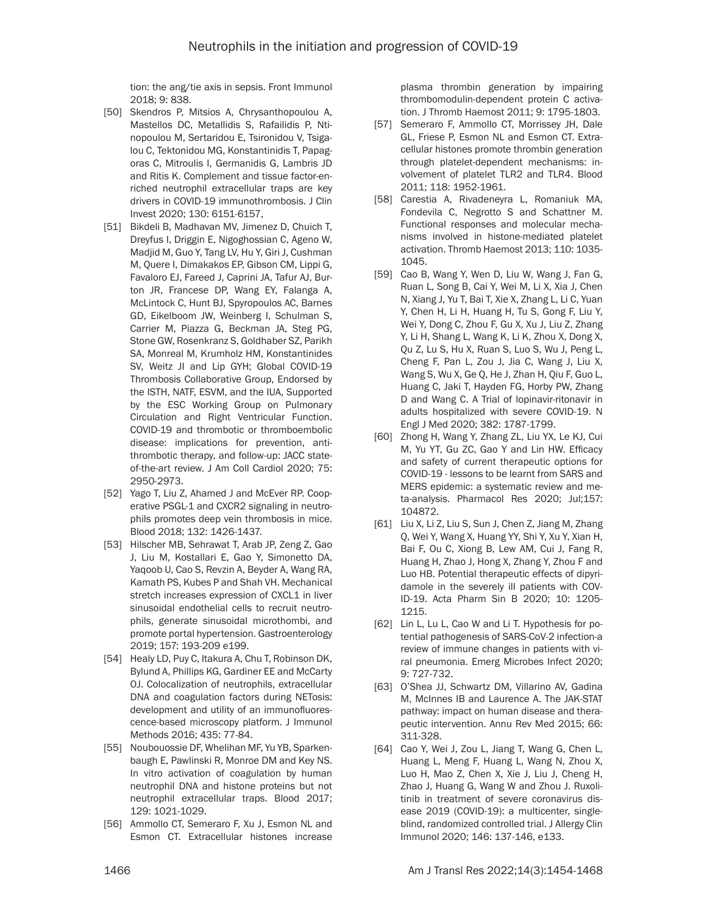tion: the ang/tie axis in sepsis. Front Immunol 2018; 9: 838.

[50] Skendros P, Mitsios A, Chrysanthopoulou A, Mastellos DC, Metallidis S, Rafailidis P, Ntinopoulou M, Sertaridou E, Tsironidou V, Tsigalou C, Tektonidou MG, Konstantinidis T, Papagoras C, Mitroulis I, Germanidis G, Lambris JD and Ritis K. Complement and tissue factor-enriched neutrophil extracellular traps are key drivers in COVID-19 immunothrombosis. J Clin Invest 2020; 130: 6151-6157,

[51] Bikdeli B, Madhavan MV, Jimenez D, Chuich T, Dreyfus I, Driggin E, Nigoghossian C, Ageno W, Madjid M, Guo Y, Tang LV, Hu Y, Giri J, Cushman M, Quere I, Dimakakos EP, Gibson CM, Lippi G, Favaloro EJ, Fareed J, Caprini JA, Tafur AJ, Burton JR, Francese DP, Wang EY, Falanga A, McLintock C, Hunt BJ, Spyropoulos AC, Barnes GD, Eikelboom JW, Weinberg I, Schulman S, Carrier M, Piazza G, Beckman JA, Steg PG, Stone GW, Rosenkranz S, Goldhaber SZ, Parikh SA, Monreal M, Krumholz HM, Konstantinides SV, Weitz JI and Lip GYH; Global COVID-19 Thrombosis Collaborative Group, Endorsed by the ISTH, NATF, ESVM, and the IUA, Supported by the ESC Working Group on Pulmonary Circulation and Right Ventricular Function. COVID-19 and thrombotic or thromboembolic disease: implications for prevention, antithrombotic therapy, and follow-up: JACC state-of-the-art review. J Am Coll Cardiol 2020; 75: 2950-2973.

[52] Yago T, Liu Z, Ahamed J and McEver RP. Cooperative PSGL-1 and CXCR2 signaling in neutrophils promotes deep vein thrombosis in mice. Blood 2018; 132: 1426-1437.

[53] Hilscher MB, Sehrawat T, Arab JP, Zeng Z, Gao J, Liu M, Kostallari E, Gao Y, Simonetto DA, Yaqoob U, Cao S, Revzin A, Beyder A, Wang RA, Kamath PS, Kubes P and Shah VH. Mechanical stretch increases expression of CXCL1 in liver sinusoidal endothelial cells to recruit neutrophils, generate sinusoidal microthombi, and promote portal hypertension. Gastroenterology 2019; 157: 193-209 e199.

[54] Healy LD, Puy C, Itakura A, Chu T, Robinson DK, Bylund A, Phillips KG, Gardiner EE and McCarty OJ. Colocalization of neutrophils, extracellular DNA and coagulation factors during NETosis: development and utility of an immunofluorescence-based microscopy platform. J Immunol Methods 2016; 435: 77-84.

[55] Noubouossie DF, Whelihan MF, Yu YB, Sparkenbaugh E, Pawlinski R, Monroe DM and Key NS. In vitro activation of coagulation by human neutrophil DNA and histone proteins but not neutrophil extracellular traps. Blood 2017; 129: 1021-1029.

[56] Ammollo CT, Semeraro F, Xu J, Esmon NL and Esmon CT. Extracellular histones increase plasma thrombin generation by impairing thrombomodulin-dependent protein C activation. J Thromb Haemost 2011; 9: 1795-1803.

[57] Semeraro F, Ammollo CT, Morrissey JH, Dale GL, Friese P, Esmon NL and Esmon CT. Extracellular histones promote thrombin generation through platelet-dependent mechanisms: involvement of platelet TLR2 and TLR4. Blood 2011; 118: 1952-1961.

[58] Carestia A, Rivadeneyra L, Romaniuk MA, Fondevila C, Negrotto S and Schattner M. Functional responses and molecular mechanisms involved in histone-mediated platelet activation. Thromb Haemost 2013; 110: 1035-1045.

[59] Cao B, Wang Y, Wen D, Liu W, Wang J, Fan G, Ruan L, Song B, Cai Y, Wei M, Li X, Xia J, Chen N, Xiang J, Yu T, Bai T, Xie X, Zhang L, Li C, Yuan Y, Chen H, Li H, Huang H, Tu S, Gong F, Liu Y, Wei Y, Dong C, Zhou F, Gu X, Xu J, Liu Z, Zhang Y, Li H, Shang L, Wang K, Li K, Zhou X, Dong X, Qu Z, Lu S, Hu X, Ruan S, Luo S, Wu J, Peng L, Cheng F, Pan L, Zou J, Jia C, Wang J, Liu X, Wang S, Wu X, Ge Q, He J, Zhan H, Qiu F, Guo L, Huang C, Jaki T, Hayden FG, Horby PW, Zhang D and Wang C. A Trial of lopinavir-ritonavir in adults hospitalized with severe COVID-19. N Engl J Med 2020; 382: 1787-1799.

[60] Zhong H, Wang Y, Zhang ZL, Liu YX, Le KJ, Cui M, Yu YT, Gu ZC, Gao Y and Lin HW. Efficacy and safety of current therapeutic options for COVID-19 - lessons to be learnt from SARS and MERS epidemic: a systematic review and meta-analysis. Pharmacol Res 2020; Jul;157: 104872.

[61] Liu X, Li Z, Liu S, Sun J, Chen Z, Jiang M, Zhang Q, Wei Y, Wang X, Huang YY, Shi Y, Xu Y, Xian H, Bai F, Ou C, Xiong B, Lew AM, Cui J, Fang R, Huang H, Zhao J, Hong X, Zhang Y, Zhou F and Luo HB. Potential therapeutic effects of dipyridamole in the severely ill patients with COVID-19. Acta Pharm Sin B 2020; 10: 1205-1215.

[62] Lin L, Lu L, Cao W and Li T. Hypothesis for potential pathogenesis of SARS-CoV-2 infection-a review of immune changes in patients with viral pneumonia. Emerg Microbes Infect 2020; 9: 727-732.

[63] O'Shea JJ, Schwartz DM, Villarino AV, Gadina M, McInnes IB and Laurence A. The JAK-STAT pathway: impact on human disease and therapeutic intervention. Annu Rev Med 2015; 66: 311-328.

[64] Cao Y, Wei J, Zou L, Jiang T, Wang G, Chen L, Huang L, Meng F, Huang L, Wang N, Zhou X, Luo H, Mao Z, Chen X, Xie J, Liu J, Cheng H, Zhao J, Huang G, Wang W and Zhou J. Ruxolitinib in treatment of severe coronavirus disease 2019 (COVID-19): a multicenter, single-blind, randomized controlled trial. J Allergy Clin Immunol 2020; 146: 137-146, e133.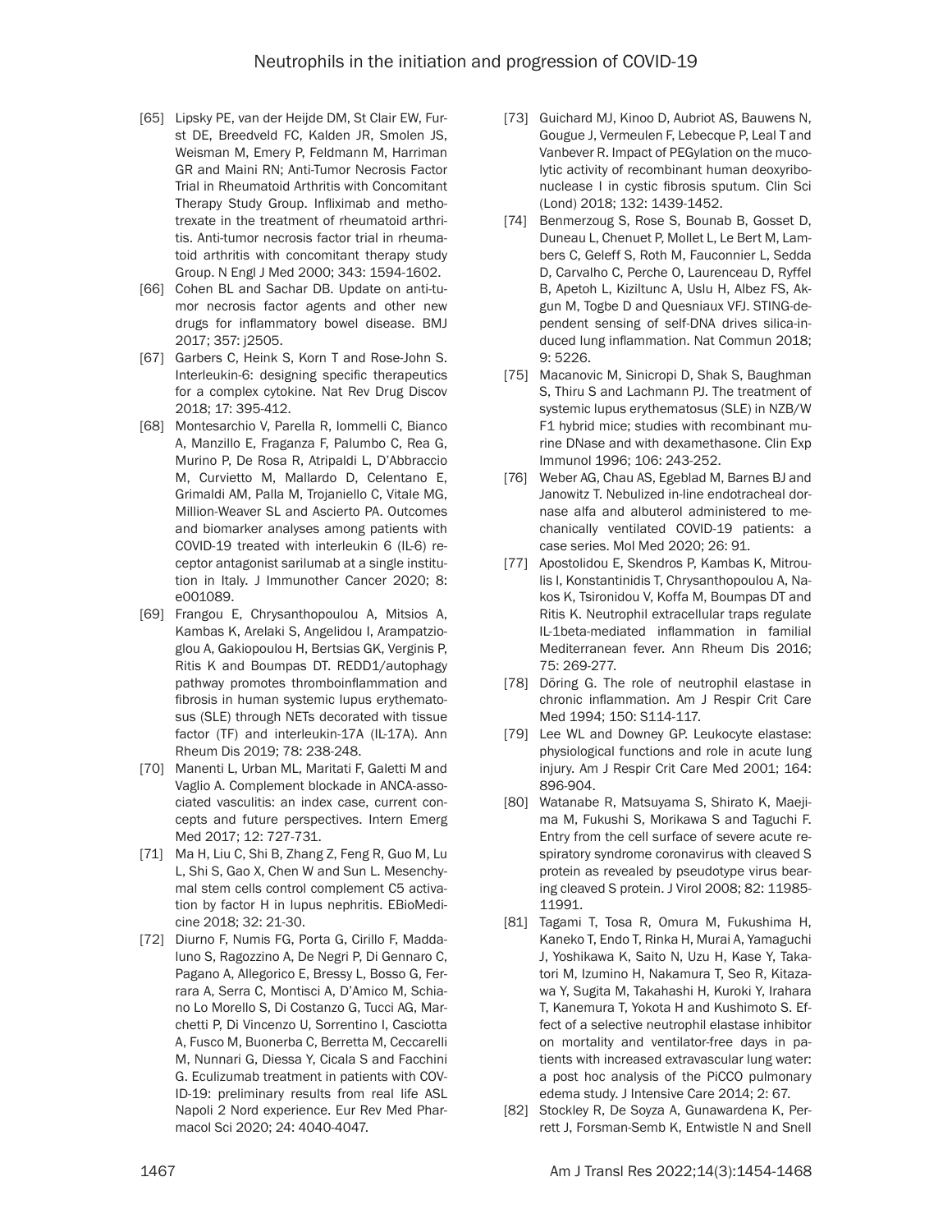[65] Lipsky PE, van der Heijde DM, St Clair EW, Furst DE, Breedveld FC, Kalden JR, Smolen JS, Weisman M, Emery P, Feldmann M, Harriman GR and Maini RN; Anti-Tumor Necrosis Factor Trial in Rheumatoid Arthritis with Concomitant Therapy Study Group. Infliximab and methotrexate in the treatment of rheumatoid arthritis. Anti-tumor necrosis factor trial in rheumatoid arthritis with concomitant therapy study Group. N Engl J Med 2000; 343: 1594-1602.

[66] Cohen BL and Sachar DB. Update on anti-tumor necrosis factor agents and other new drugs for inflammatory bowel disease. BMJ 2017; 357: j2505.

[67] Garbers C, Heink S, Korn T and Rose-John S. Interleukin-6: designing specific therapeutics for a complex cytokine. Nat Rev Drug Discov 2018; 17: 395-412.

[68] Montesarchio V, Parella R, Iommelli C, Bianco A, Manzillo E, Fraganza F, Palumbo C, Rea G, Murino P, De Rosa R, Atripaldi L, D'Abbraccio M, Curvietto M, Mallardo D, Celentano E, Grimaldi AM, Palla M, Trojaniello C, Vitale MG, Million-Weaver SL and Ascierto PA. Outcomes and biomarker analyses among patients with COVID-19 treated with interleukin 6 (IL-6) receptor antagonist sarilumab at a single institution in Italy. J Immunother Cancer 2020; 8: e001089.

[69] Frangou E, Chrysanthopoulou A, Mitsios A, Kambas K, Arelaki S, Angelidou I, Arampatzioglou A, Gakiopoulou H, Bertsias GK, Verginis P, Ritis K and Boumpas DT. REDD1/autophagy pathway promotes thromboinflammation and fibrosis in human systemic lupus erythematosus (SLE) through NETs decorated with tissue factor (TF) and interleukin-17A (IL-17A). Ann Rheum Dis 2019; 78: 238-248.

[70] Manenti L, Urban ML, Maritati F, Galetti M and Vaglio A. Complement blockade in ANCA-associated vasculitis: an index case, current concepts and future perspectives. Intern Emerg Med 2017; 12: 727-731.

[71] Ma H, Liu C, Shi B, Zhang Z, Feng R, Guo M, Lu L, Shi S, Gao X, Chen W and Sun L. Mesenchymal stem cells control complement C5 activation by factor H in lupus nephritis. EBioMedicine 2018; 32: 21-30.

[72] Diurno F, Numis FG, Porta G, Cirillo F, Maddaluno S, Ragozzino A, De Negri P, Di Gennaro C, Pagano A, Allegorico E, Bressy L, Bosso G, Ferrara A, Serra C, Montisci A, D'Amico M, Schiano Lo Morello S, Di Costanzo G, Tucci AG, Marchetti P, Di Vincenzo U, Sorrentino I, Casciotta A, Fusco M, Buonerba C, Berretta M, Ceccarelli M, Nunnari G, Diessa Y, Cicala S and Facchini G. Eculizumab treatment in patients with COVID-19: preliminary results from real life ASL Napoli 2 Nord experience. Eur Rev Med Pharmacol Sci 2020; 24: 4040-4047.

[73] Guichard MJ, Kinoo D, Aubriot AS, Bauwens N, Gougue J, Vermeulen F, Lebecque P, Leal T and Vanbever R. Impact of PEGylation on the mucolytic activity of recombinant human deoxyribonuclease I in cystic fibrosis sputum. Clin Sci (Lond) 2018; 132: 1439-1452.

[74] Benmerzoug S, Rose S, Bounab B, Gosset D, Duneau L, Chenuet P, Mollet L, Le Bert M, Lambers C, Geleff S, Roth M, Fauconnier L, Sedda D, Carvalho C, Perche O, Laurenceau D, Ryffel B, Apetoh L, Kiziltunc A, Uslu H, Albez FS, Akgun M, Togbe D and Quesniaux VFJ. STING-dependent sensing of self-DNA drives silica-induced lung inflammation. Nat Commun 2018; 9: 5226.

[75] Macanovic M, Sinicropi D, Shak S, Baughman S, Thiru S and Lachmann PJ. The treatment of systemic lupus erythematosus (SLE) in NZB/W F1 hybrid mice; studies with recombinant murine DNase and with dexamethasone. Clin Exp Immunol 1996; 106: 243-252.

[76] Weber AG, Chau AS, Egeblad M, Barnes BJ and Janowitz T. Nebulized in-line endotracheal dornase alfa and albuterol administered to mechanically ventilated COVID-19 patients: a case series. Mol Med 2020; 26: 91.

[77] Apostolidou E, Skendros P, Kambas K, Mitroulis I, Konstantinidis T, Chrysanthopoulou A, Nakos K, Tsironidou V, Koffa M, Boumpas DT and Ritis K. Neutrophil extracellular traps regulate IL-1beta-mediated inflammation in familial Mediterranean fever. Ann Rheum Dis 2016; 75: 269-277.

[78] Döring G. The role of neutrophil elastase in chronic inflammation. Am J Respir Crit Care Med 1994; 150: S114-117.

[79] Lee WL and Downey GP. Leukocyte elastase: physiological functions and role in acute lung injury. Am J Respir Crit Care Med 2001; 164: 896-904.

[80] Watanabe R, Matsuyama S, Shirato K, Maejima M, Fukushi S, Morikawa S and Taguchi F. Entry from the cell surface of severe acute respiratory syndrome coronavirus with cleaved S protein as revealed by pseudotype virus bearing cleaved S protein. J Virol 2008; 82: 11985-11991.

[81] Tagami T, Tosa R, Omura M, Fukushima H, Kaneko T, Endo T, Rinka H, Murai A, Yamaguchi J, Yoshikawa K, Saito N, Uzu H, Kase Y, Takatori M, Izumino H, Nakamura T, Seo R, Kitazawa Y, Sugita M, Takahashi H, Kuroki Y, Irahara T, Kanemura T, Yokota H and Kushimoto S. Effect of a selective neutrophil elastase inhibitor on mortality and ventilator-free days in patients with increased extravascular lung water: a post hoc analysis of the PiCCO pulmonary edema study. J Intensive Care 2014; 2: 67.

[82] Stockley R, De Soyza A, Gunawardena K, Perrett J, Forsman-Semb K, Entwistle N and Snell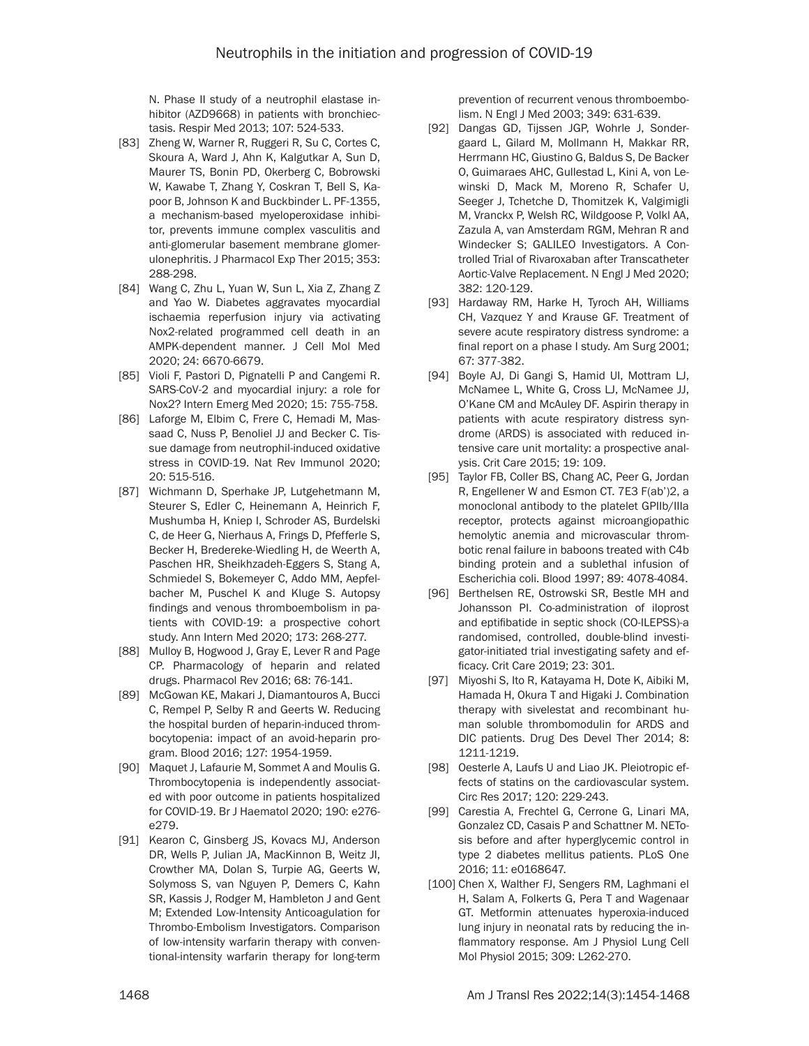N. Phase II study of a neutrophil elastase inhibitor (AZD9668) in patients with bronchiectasis. Respir Med 2013; 107: 524-533.

[83] Zheng W, Warner R, Ruggeri R, Su C, Cortes C, Skoura A, Ward J, Ahn K, Kalgutkar A, Sun D, Maurer TS, Bonin PD, Okerberg C, Bobrowski W, Kawabe T, Zhang Y, Coskran T, Bell S, Kapoor B, Johnson K and Buckbinder L. PF-1355, a mechanism-based myeloperoxidase inhibitor, prevents immune complex vasculitis and anti-glomerular basement membrane glomerulonephritis. J Pharmacol Exp Ther 2015; 353: 288-298.

[84] Wang C, Zhu L, Yuan W, Sun L, Xia Z, Zhang Z and Yao W. Diabetes aggravates myocardial ischaemia reperfusion injury via activating Nox2-related programmed cell death in an AMPK-dependent manner. J Cell Mol Med 2020; 24: 6670-6679.

[85] Violi F, Pastori D, Pignatelli P and Cangemi R. SARS-CoV-2 and myocardial injury: a role for Nox2? Intern Emerg Med 2020; 15: 755-758.

[86] Laforge M, Elbim C, Frere C, Hemadi M, Massaad C, Nuss P, Benoliel JJ and Becker C. Tissue damage from neutrophil-induced oxidative stress in COVID-19. Nat Rev Immunol 2020; 20: 515-516.

[87] Wichmann D, Sperhake JP, Lutgehetmann M, Steurer S, Edler C, Heinemann A, Heinrich F, Mushumba H, Kniep I, Schroder AS, Burdelski C, de Heer G, Nierhaus A, Frings D, Pfefferle S, Becker H, Bredereke-Wiedling H, de Weerth A, Paschen HR, Sheikhzadeh-Eggers S, Stang A, Schmiedel S, Bokemeyer C, Addo MM, Aepfelbacher M, Puschel K and Kluge S. Autopsy findings and venous thromboembolism in patients with COVID-19: a prospective cohort study. Ann Intern Med 2020; 173: 268-277.

[88] Mulloy B, Hogwood J, Gray E, Lever R and Page CP. Pharmacology of heparin and related drugs. Pharmacol Rev 2016; 68: 76-141.

[89] McGowan KE, Makari J, Diamantouros A, Bucci C, Rempel P, Selby R and Geerts W. Reducing the hospital burden of heparin-induced thrombocytopenia: impact of an avoid-heparin program. Blood 2016; 127: 1954-1959.

[90] Maquet J, Lafaurie M, Sommet A and Moulis G. Thrombocytopenia is independently associated with poor outcome in patients hospitalized for COVID-19. Br J Haematol 2020; 190: e276-e279.

[91] Kearon C, Ginsberg JS, Kovacs MJ, Anderson DR, Wells P, Julian JA, MacKinnon B, Weitz JI, Crowther MA, Dolan S, Turpie AG, Geerts W, Solymoss S, van Nguyen P, Demers C, Kahn SR, Kassis J, Rodger M, Hambleton J and Gent M; Extended Low-Intensity Anticoagulation for Thrombo-Embolism Investigators. Comparison of low-intensity warfarin therapy with conventional-intensity warfarin therapy for long-term prevention of recurrent venous thromboembolism. N Engl J Med 2003; 349: 631-639.

[92] Dangas GD, Tijssen JGP, Wohrle J, Sondergaard L, Gilard M, Mollmann H, Makkar RR, Herrmann HC, Giustino G, Baldus S, De Backer O, Guimaraes AHC, Gullestad L, Kini A, von Lewinski D, Mack M, Moreno R, Schafer U, Seeger J, Tchetche D, Thomitzek K, Valgimigli M, Vranckx P, Welsh RC, Wildgoose P, Volkl AA, Zazula A, van Amsterdam RGM, Mehran R and Windecker S; GALILEO Investigators. A Controlled Trial of Rivaroxaban after Transcatheter Aortic-Valve Replacement. N Engl J Med 2020; 382: 120-129.

[93] Hardaway RM, Harke H, Tyroch AH, Williams CH, Vazquez Y and Krause GF. Treatment of severe acute respiratory distress syndrome: a final report on a phase I study. Am Surg 2001; 67: 377-382.

[94] Boyle AJ, Di Gangi S, Hamid UI, Mottram LJ, McNamee L, White G, Cross LJ, McNamee JJ, O'Kane CM and McAuley DF. Aspirin therapy in patients with acute respiratory distress syndrome (ARDS) is associated with reduced intensive care unit mortality: a prospective analysis. Crit Care 2015; 19: 109.

[95] Taylor FB, Coller BS, Chang AC, Peer G, Jordan R, Engellener W and Esmon CT. 7E3 F(ab')2, a monoclonal antibody to the platelet GPIIb/IIIa receptor, protects against microangiopathic hemolytic anemia and microvascular thrombotic renal failure in baboons treated with C4b binding protein and a sublethal infusion of Escherichia coli. Blood 1997; 89: 4078-4084.

[96] Berthelsen RE, Ostrowski SR, Bestle MH and Johansson PI. Co-administration of iloprost and eptifibatide in septic shock (CO-ILEPSS)-a randomised, controlled, double-blind investigator-initiated trial investigating safety and efficacy. Crit Care 2019; 23: 301.

[97] Miyoshi S, Ito R, Katayama H, Dote K, Aibiki M, Hamada H, Okura T and Higaki J. Combination therapy with sivelestat and recombinant human soluble thrombomodulin for ARDS and DIC patients. Drug Des Devel Ther 2014; 8: 1211-1219.

[98] Oesterle A, Laufs U and Liao JK. Pleiotropic effects of statins on the cardiovascular system. Circ Res 2017; 120: 229-243.

[99] Carestia A, Frechtel G, Cerrone G, Linari MA, Gonzalez CD, Casais P and Schattner M. NETosis before and after hyperglycemic control in type 2 diabetes mellitus patients. PLoS One 2016; 11: e0168647.

[100] Chen X, Walther FJ, Sengers RM, Laghmani el H, Salam A, Folkerts G, Pera T and Wagenaar GT. Metformin attenuates hyperoxia-induced lung injury in neonatal rats by reducing the inflammatory response. Am J Physiol Lung Cell Mol Physiol 2015; 309: L262-270.